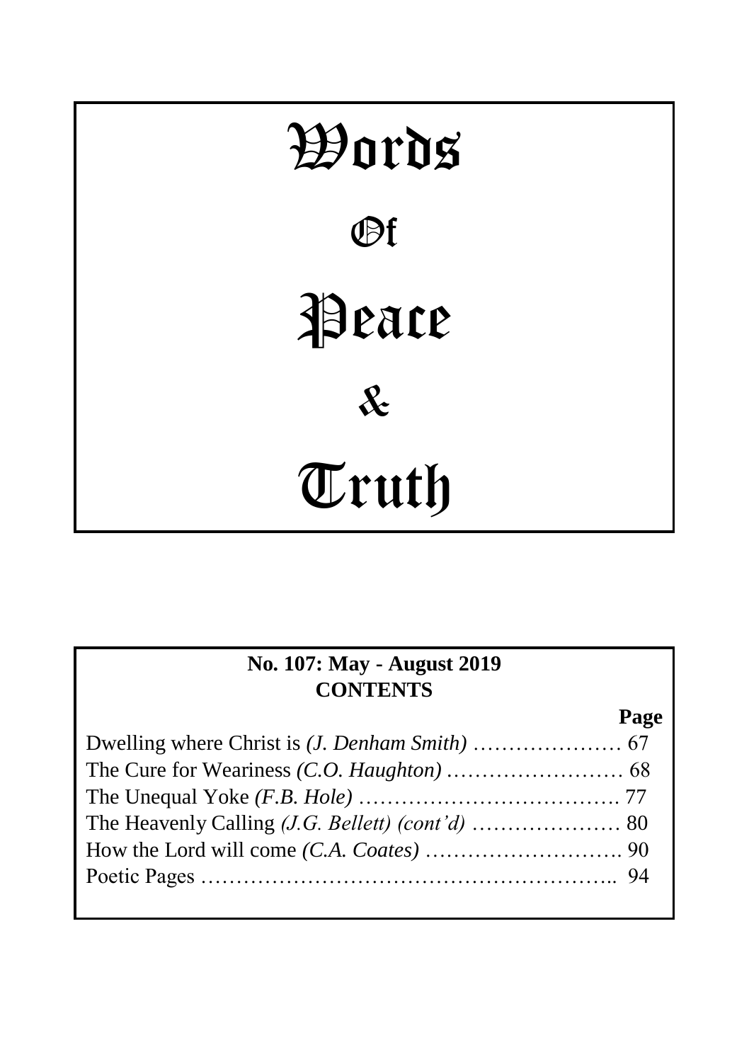# Words

# Of

# Peace

# &

# Truth

**No. 107: May - August 2019**
**CONTENTS**

| | Page |
|---|---|
| Dwelling where Christ is *(J. Denham Smith)* | 67 |
| The Cure for Weariness *(C.O. Haughton)* | 68 |
| The Unequal Yoke *(F.B. Hole)* | 77 |
| The Heavenly Calling *(J.G. Bellett) (cont'd)* | 80 |
| How the Lord will come *(C.A. Coates)* | 90 |
| Poetic Pages | 94 |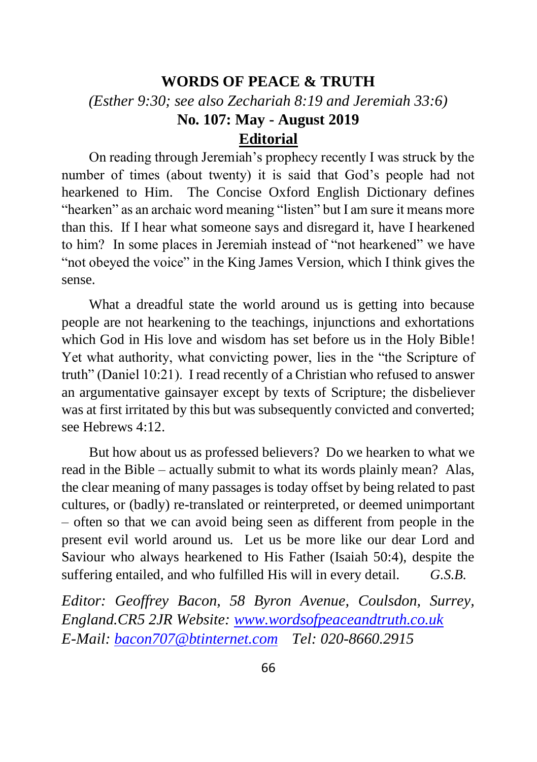# WORDS OF PEACE & TRUTH

*(Esther 9:30; see also Zechariah 8:19 and Jeremiah 33:6)*

**No. 107: May - August 2019**

## Editorial

On reading through Jeremiah's prophecy recently I was struck by the number of times (about twenty) it is said that God's people had not hearkened to Him. The Concise Oxford English Dictionary defines "hearken" as an archaic word meaning "listen" but I am sure it means more than this. If I hear what someone says and disregard it, have I hearkened to him? In some places in Jeremiah instead of "not hearkened" we have "not obeyed the voice" in the King James Version, which I think gives the sense.

What a dreadful state the world around us is getting into because people are not hearkening to the teachings, injunctions and exhortations which God in His love and wisdom has set before us in the Holy Bible! Yet what authority, what convicting power, lies in the "the Scripture of truth" (Daniel 10:21). I read recently of a Christian who refused to answer an argumentative gainsayer except by texts of Scripture; the disbeliever was at first irritated by this but was subsequently convicted and converted; see Hebrews 4:12.

But how about us as professed believers? Do we hearken to what we read in the Bible – actually submit to what its words plainly mean? Alas, the clear meaning of many passages is today offset by being related to past cultures, or (badly) re-translated or reinterpreted, or deemed unimportant – often so that we can avoid being seen as different from people in the present evil world around us. Let us be more like our dear Lord and Saviour who always hearkened to His Father (Isaiah 50:4), despite the suffering entailed, and who fulfilled His will in every detail. *G.S.B.*

*Editor: Geoffrey Bacon, 58 Byron Avenue, Coulsdon, Surrey, England.CR5 2JR Website: [www.wordsofpeaceandtruth.co.uk](http://www.wordsofpeaceandtruth.co.uk)*
*E-Mail: [bacon707@btinternet.com](mailto:bacon707@btinternet.com) Tel: 020-8660.2915*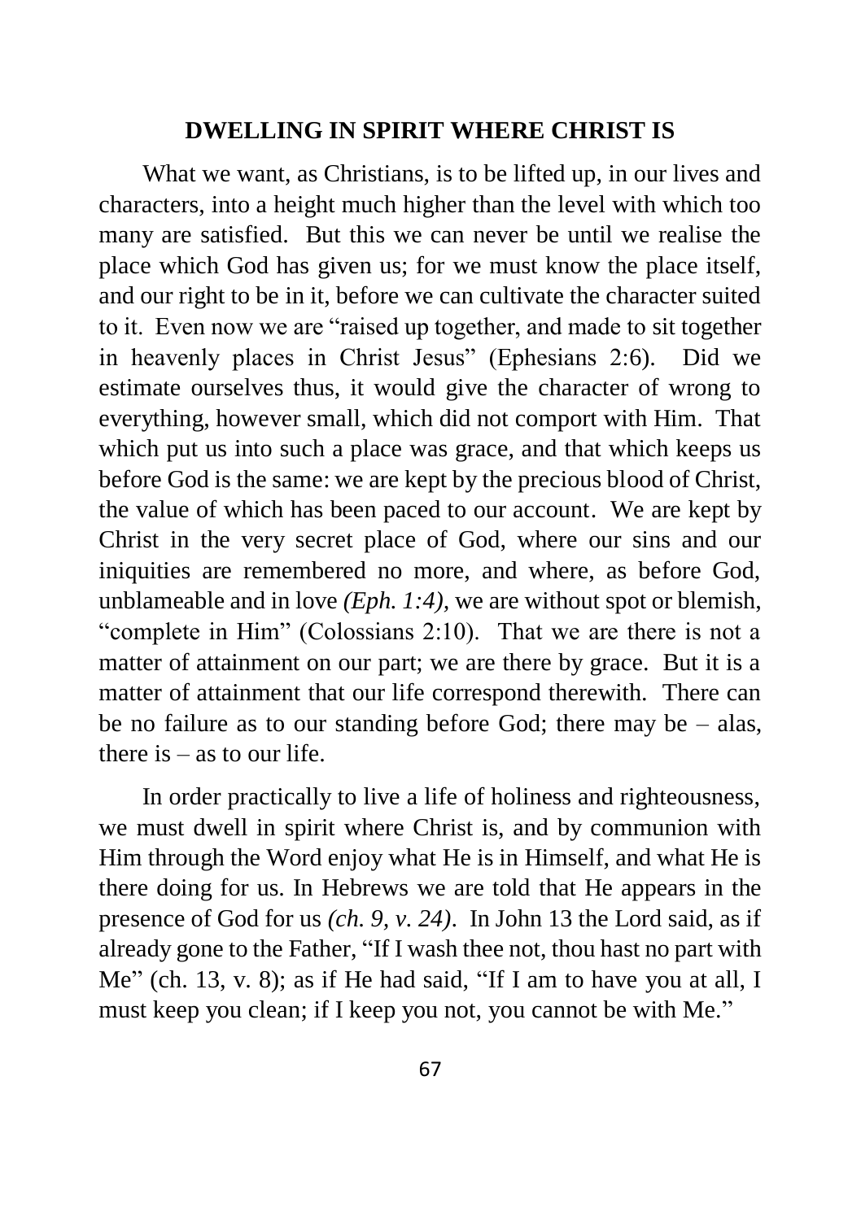## DWELLING IN SPIRIT WHERE CHRIST IS

What we want, as Christians, is to be lifted up, in our lives and characters, into a height much higher than the level with which too many are satisfied. But this we can never be until we realise the place which God has given us; for we must know the place itself, and our right to be in it, before we can cultivate the character suited to it. Even now we are "raised up together, and made to sit together in heavenly places in Christ Jesus" (Ephesians 2:6). Did we estimate ourselves thus, it would give the character of wrong to everything, however small, which did not comport with Him. That which put us into such a place was grace, and that which keeps us before God is the same: we are kept by the precious blood of Christ, the value of which has been paced to our account. We are kept by Christ in the very secret place of God, where our sins and our iniquities are remembered no more, and where, as before God, unblameable and in love *(Eph. 1:4),* we are without spot or blemish, "complete in Him" (Colossians 2:10). That we are there is not a matter of attainment on our part; we are there by grace. But it is a matter of attainment that our life correspond therewith. There can be no failure as to our standing before God; there may be – alas, there is – as to our life.

In order practically to live a life of holiness and righteousness, we must dwell in spirit where Christ is, and by communion with Him through the Word enjoy what He is in Himself, and what He is there doing for us. In Hebrews we are told that He appears in the presence of God for us *(ch. 9, v. 24)*. In John 13 the Lord said, as if already gone to the Father, "If I wash thee not, thou hast no part with Me" (ch. 13, v. 8); as if He had said, "If I am to have you at all, I must keep you clean; if I keep you not, you cannot be with Me."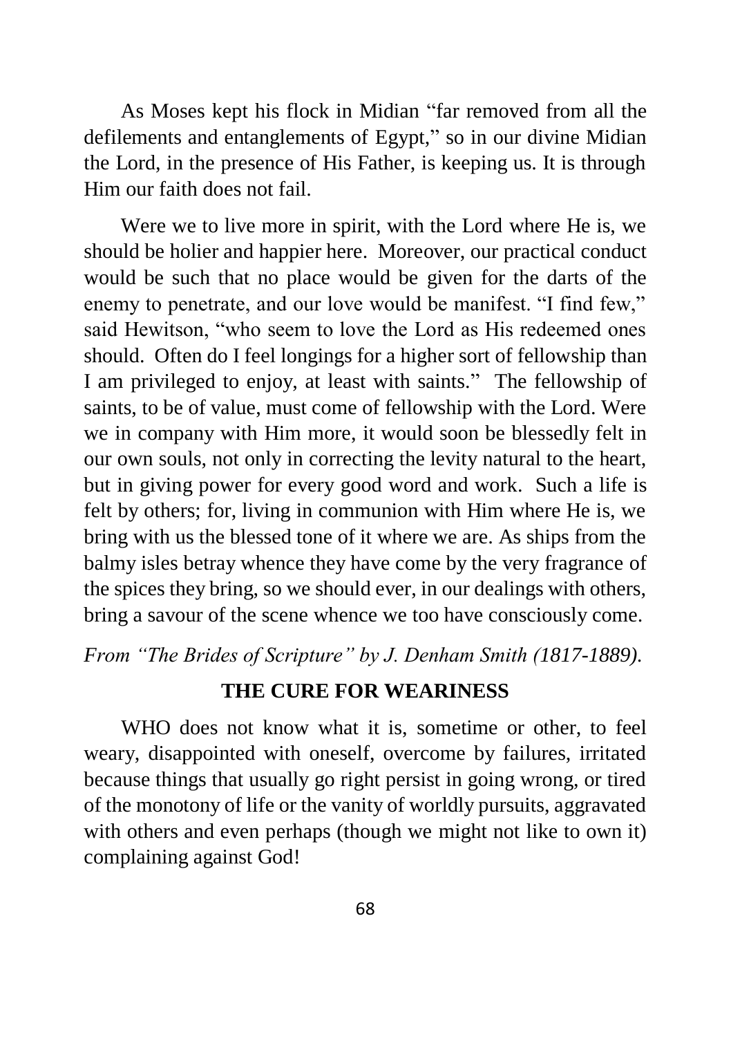As Moses kept his flock in Midian "far removed from all the defilements and entanglements of Egypt," so in our divine Midian the Lord, in the presence of His Father, is keeping us. It is through Him our faith does not fail.

Were we to live more in spirit, with the Lord where He is, we should be holier and happier here. Moreover, our practical conduct would be such that no place would be given for the darts of the enemy to penetrate, and our love would be manifest. "I find few," said Hewitson, "who seem to love the Lord as His redeemed ones should. Often do I feel longings for a higher sort of fellowship than I am privileged to enjoy, at least with saints." The fellowship of saints, to be of value, must come of fellowship with the Lord. Were we in company with Him more, it would soon be blessedly felt in our own souls, not only in correcting the levity natural to the heart, but in giving power for every good word and work. Such a life is felt by others; for, living in communion with Him where He is, we bring with us the blessed tone of it where we are. As ships from the balmy isles betray whence they have come by the very fragrance of the spices they bring, so we should ever, in our dealings with others, bring a savour of the scene whence we too have consciously come.

*From "The Brides of Scripture" by J. Denham Smith (1817-1889).*

## THE CURE FOR WEARINESS

WHO does not know what it is, sometime or other, to feel weary, disappointed with oneself, overcome by failures, irritated because things that usually go right persist in going wrong, or tired of the monotony of life or the vanity of worldly pursuits, aggravated with others and even perhaps (though we might not like to own it) complaining against God!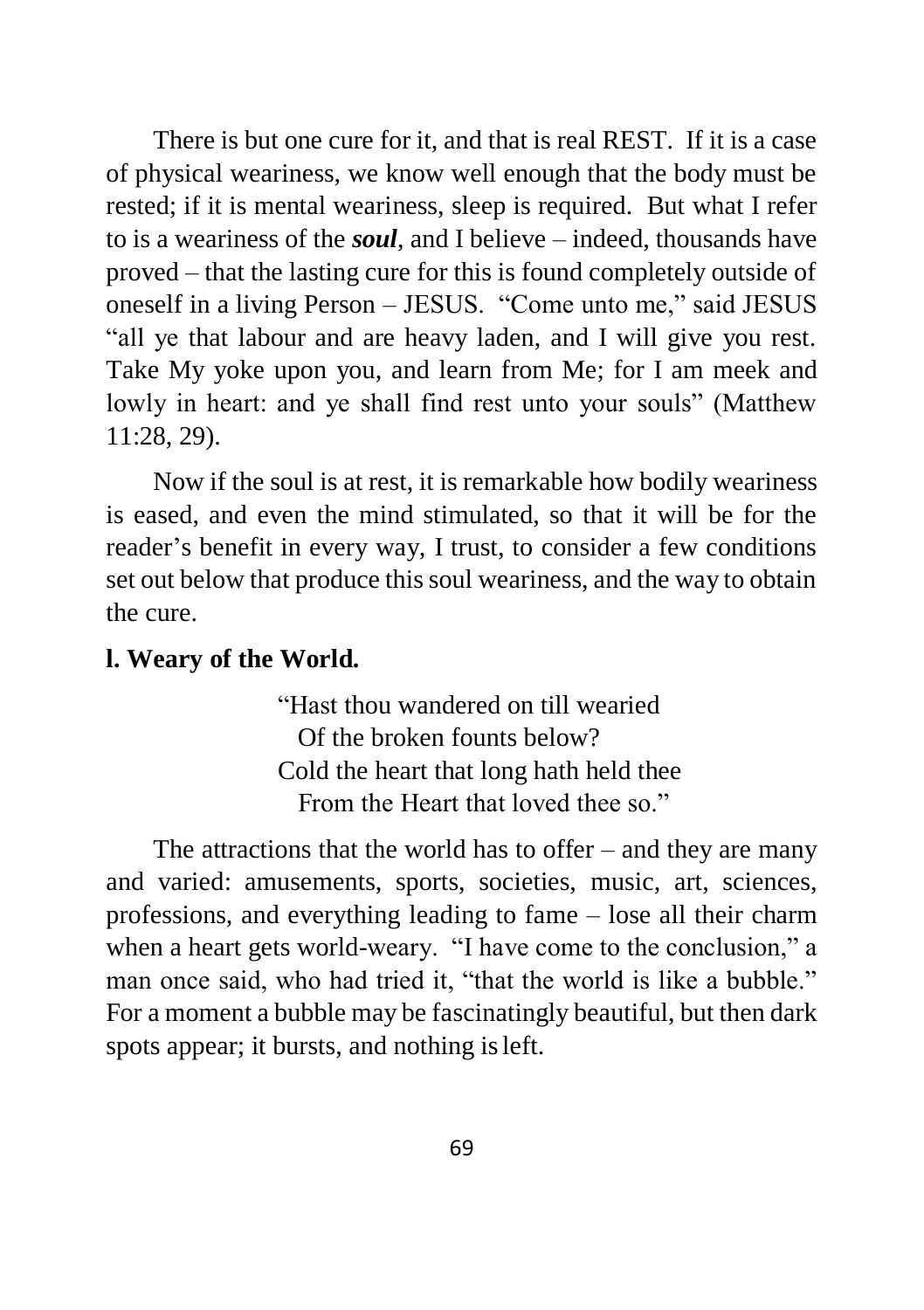There is but one cure for it, and that is real REST. If it is a case of physical weariness, we know well enough that the body must be rested; if it is mental weariness, sleep is required. But what I refer to is a weariness of the ***soul***, and I believe – indeed, thousands have proved – that the lasting cure for this is found completely outside of oneself in a living Person – JESUS. "Come unto me," said JESUS "all ye that labour and are heavy laden, and I will give you rest. Take My yoke upon you, and learn from Me; for I am meek and lowly in heart: and ye shall find rest unto your souls" (Matthew 11:28, 29).

Now if the soul is at rest, it is remarkable how bodily weariness is eased, and even the mind stimulated, so that it will be for the reader's benefit in every way, I trust, to consider a few conditions set out below that produce this soul weariness, and the way to obtain the cure.

**l. Weary of the World.**

> "Hast thou wandered on till wearied
> Of the broken founts below?
> Cold the heart that long hath held thee
> From the Heart that loved thee so."

The attractions that the world has to offer – and they are many and varied: amusements, sports, societies, music, art, sciences, professions, and everything leading to fame – lose all their charm when a heart gets world-weary. "I have come to the conclusion," a man once said, who had tried it, "that the world is like a bubble." For a moment a bubble may be fascinatingly beautiful, but then dark spots appear; it bursts, and nothing is left.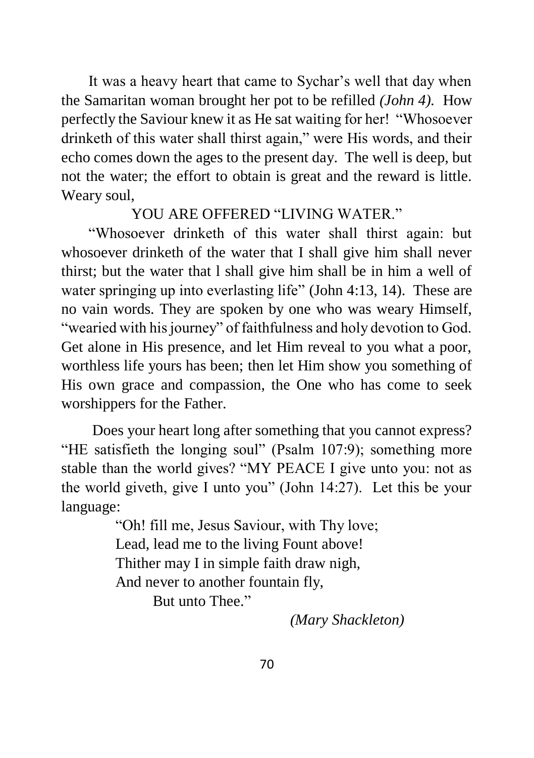It was a heavy heart that came to Sychar's well that day when the Samaritan woman brought her pot to be refilled *(John 4).* How perfectly the Saviour knew it as He sat waiting for her! "Whosoever drinketh of this water shall thirst again," were His words, and their echo comes down the ages to the present day. The well is deep, but not the water; the effort to obtain is great and the reward is little. Weary soul,

YOU ARE OFFERED "LIVING WATER."

"Whosoever drinketh of this water shall thirst again: but whosoever drinketh of the water that I shall give him shall never thirst; but the water that l shall give him shall be in him a well of water springing up into everlasting life" (John 4:13, 14). These are no vain words. They are spoken by one who was weary Himself, "wearied with his journey" of faithfulness and holy devotion to God. Get alone in His presence, and let Him reveal to you what a poor, worthless life yours has been; then let Him show you something of His own grace and compassion, the One who has come to seek worshippers for the Father.

Does your heart long after something that you cannot express? "HE satisfieth the longing soul" (Psalm 107:9); something more stable than the world gives? "MY PEACE I give unto you: not as the world giveth, give I unto you" (John 14:27). Let this be your language:

> "Oh! fill me, Jesus Saviour, with Thy love;
> Lead, lead me to the living Fount above!
> Thither may I in simple faith draw nigh,
> And never to another fountain fly,
> But unto Thee."
>
> *(Mary Shackleton)*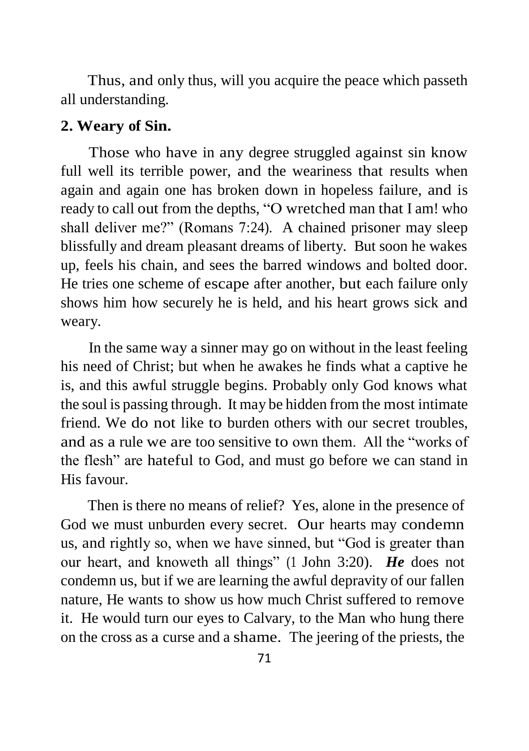Thus, and only thus, will you acquire the peace which passeth all understanding.

## 2. Weary of Sin.

Those who have in any degree struggled against sin know full well its terrible power, and the weariness that results when again and again one has broken down in hopeless failure, and is ready to call out from the depths, "O wretched man that I am! who shall deliver me?" (Romans 7:24). A chained prisoner may sleep blissfully and dream pleasant dreams of liberty. But soon he wakes up, feels his chain, and sees the barred windows and bolted door. He tries one scheme of escape after another, but each failure only shows him how securely he is held, and his heart grows sick and weary.

In the same way a sinner may go on without in the least feeling his need of Christ; but when he awakes he finds what a captive he is, and this awful struggle begins. Probably only God knows what the soul is passing through. It may be hidden from the most intimate friend. We do not like to burden others with our secret troubles, and as a rule we are too sensitive to own them. All the "works of the flesh" are hateful to God, and must go before we can stand in His favour.

Then is there no means of relief? Yes, alone in the presence of God we must unburden every secret. Our hearts may condemn us, and rightly so, when we have sinned, but "God is greater than our heart, and knoweth all things" (1 John 3:20). ***He*** does not condemn us, but if we are learning the awful depravity of our fallen nature, He wants to show us how much Christ suffered to remove it. He would turn our eyes to Calvary, to the Man who hung there on the cross as a curse and a shame. The jeering of the priests, the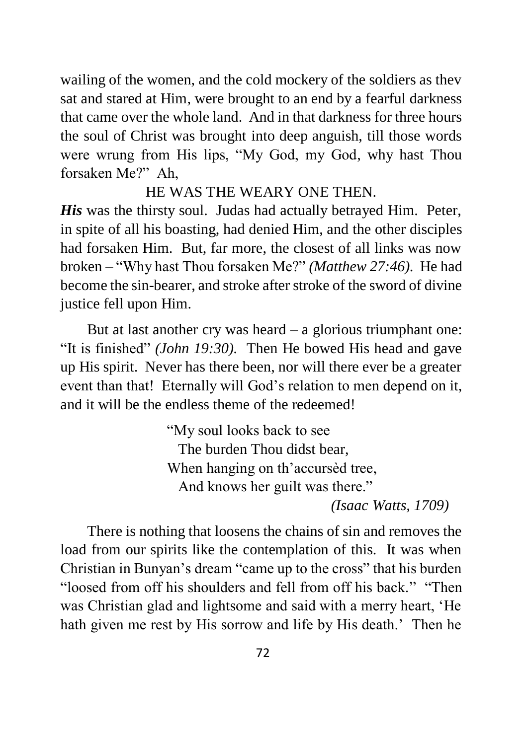wailing of the women, and the cold mockery of the soldiers as thev sat and stared at Him, were brought to an end by a fearful darkness that came over the whole land. And in that darkness for three hours the soul of Christ was brought into deep anguish, till those words were wrung from His lips, "My God, my God, why hast Thou forsaken Me?" Ah,

HE WAS THE WEARY ONE THEN.

***His*** was the thirsty soul. Judas had actually betrayed Him. Peter, in spite of all his boasting, had denied Him, and the other disciples had forsaken Him. But, far more, the closest of all links was now broken – "Why hast Thou forsaken Me?" *(Matthew 27:46).* He had become the sin-bearer, and stroke after stroke of the sword of divine justice fell upon Him.

But at last another cry was heard – a glorious triumphant one: "It is finished" *(John 19:30).* Then He bowed His head and gave up His spirit. Never has there been, nor will there ever be a greater event than that! Eternally will God's relation to men depend on it, and it will be the endless theme of the redeemed!

> "My soul looks back to see
> The burden Thou didst bear,
> When hanging on th'accursèd tree,
> And knows her guilt was there."
>
> *(Isaac Watts, 1709)*

There is nothing that loosens the chains of sin and removes the load from our spirits like the contemplation of this. It was when Christian in Bunyan's dream "came up to the cross" that his burden "loosed from off his shoulders and fell from off his back." "Then was Christian glad and lightsome and said with a merry heart, 'He hath given me rest by His sorrow and life by His death.' Then he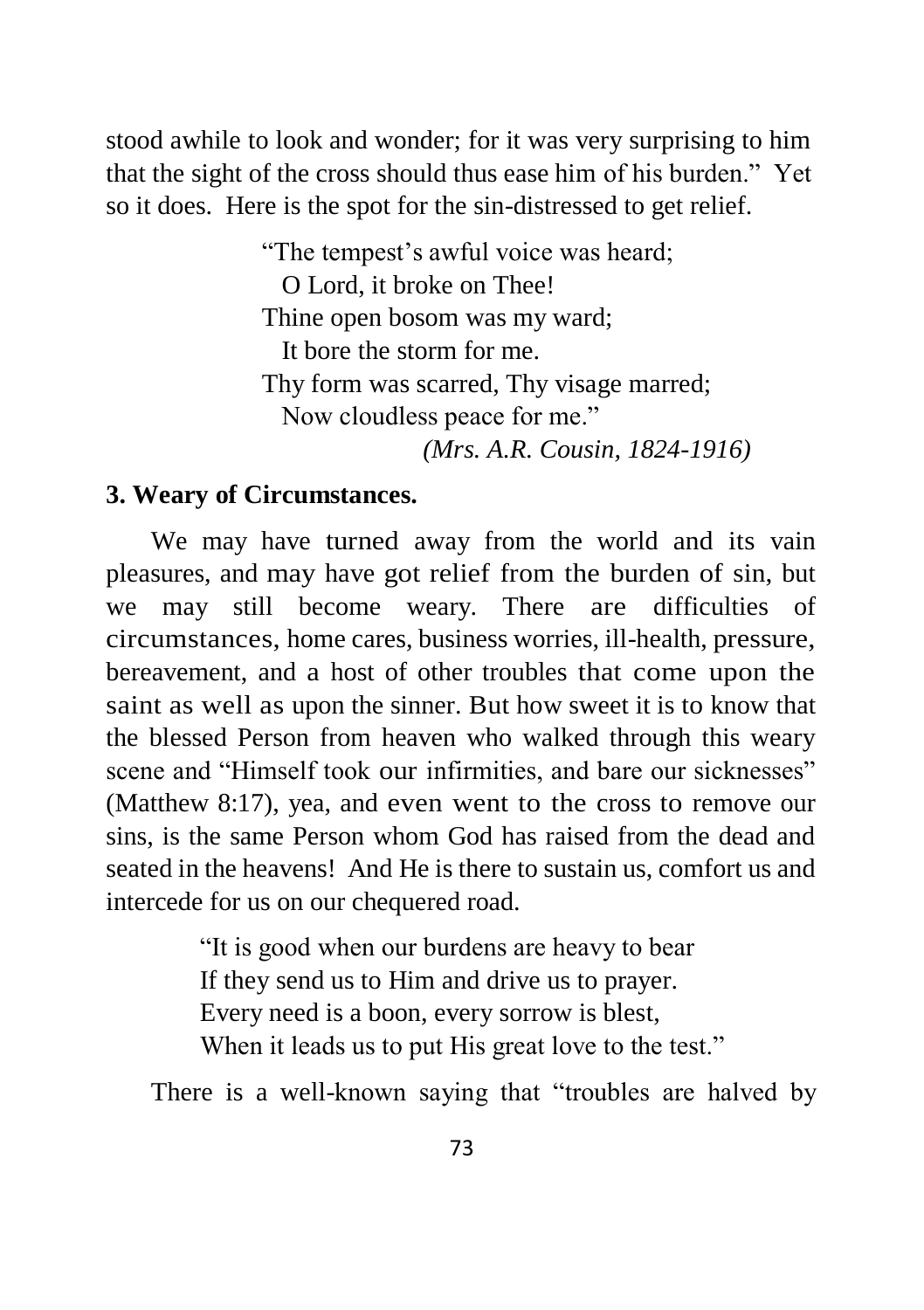stood awhile to look and wonder; for it was very surprising to him that the sight of the cross should thus ease him of his burden." Yet so it does. Here is the spot for the sin-distressed to get relief.

> "The tempest's awful voice was heard;  
> O Lord, it broke on Thee!  
> Thine open bosom was my ward;  
> It bore the storm for me.  
> Thy form was scarred, Thy visage marred;  
> Now cloudless peace for me."  
> *(Mrs. A.R. Cousin, 1824-1916)*

**3. Weary of Circumstances.**

We may have turned away from the world and its vain pleasures, and may have got relief from the burden of sin, but we may still become weary. There are difficulties of circumstances, home cares, business worries, ill-health, pressure, bereavement, and a host of other troubles that come upon the saint as well as upon the sinner. But how sweet it is to know that the blessed Person from heaven who walked through this weary scene and "Himself took our infirmities, and bare our sicknesses" (Matthew 8:17), yea, and even went to the cross to remove our sins, is the same Person whom God has raised from the dead and seated in the heavens! And He is there to sustain us, comfort us and intercede for us on our chequered road.

> "It is good when our burdens are heavy to bear  
> If they send us to Him and drive us to prayer.  
> Every need is a boon, every sorrow is blest,  
> When it leads us to put His great love to the test."

There is a well-known saying that "troubles are halved by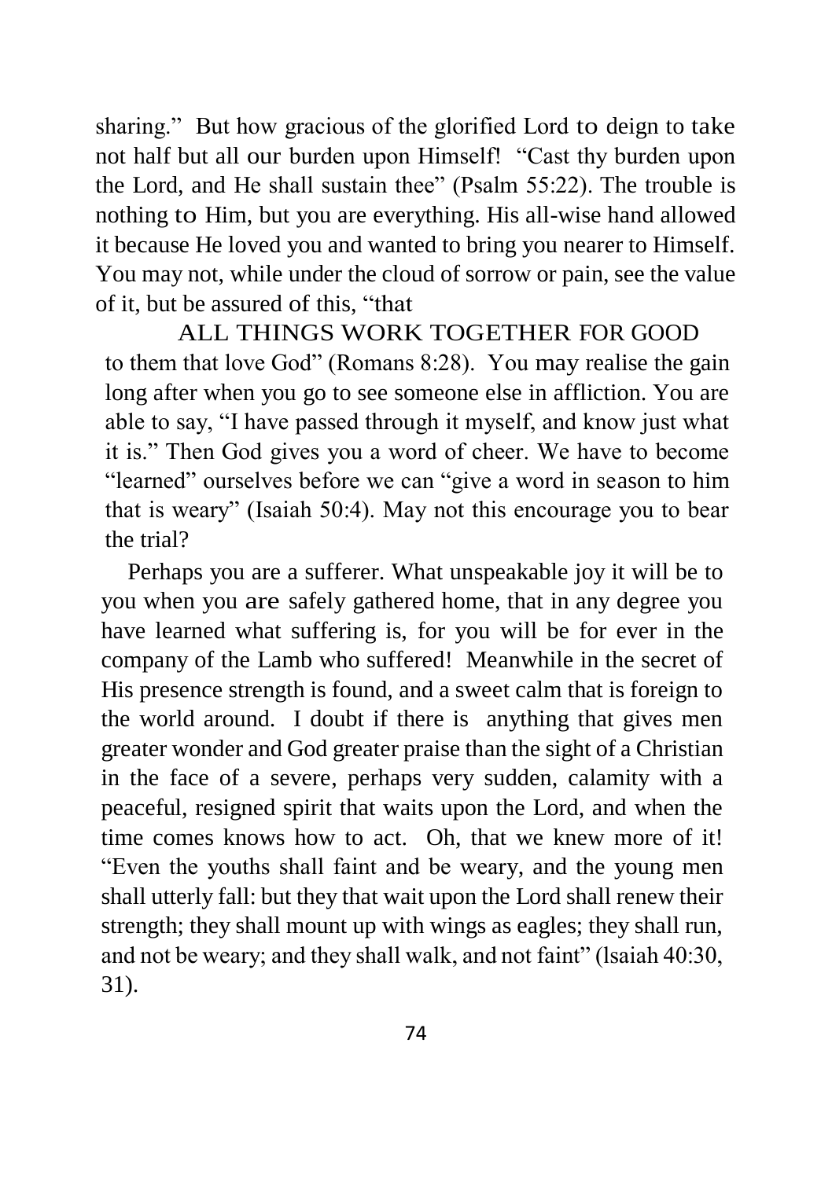sharing." But how gracious of the glorified Lord to deign to take not half but all our burden upon Himself! "Cast thy burden upon the Lord, and He shall sustain thee" (Psalm 55:22). The trouble is nothing to Him, but you are everything. His all-wise hand allowed it because He loved you and wanted to bring you nearer to Himself. You may not, while under the cloud of sorrow or pain, see the value of it, but be assured of this, "that

ALL THINGS WORK TOGETHER FOR GOOD

to them that love God" (Romans 8:28). You may realise the gain long after when you go to see someone else in affliction. You are able to say, "I have passed through it myself, and know just what it is." Then God gives you a word of cheer. We have to become "learned" ourselves before we can "give a word in season to him that is weary" (Isaiah 50:4). May not this encourage you to bear the trial?

Perhaps you are a sufferer. What unspeakable joy it will be to you when you are safely gathered home, that in any degree you have learned what suffering is, for you will be for ever in the company of the Lamb who suffered! Meanwhile in the secret of His presence strength is found, and a sweet calm that is foreign to the world around. I doubt if there is anything that gives men greater wonder and God greater praise than the sight of a Christian in the face of a severe, perhaps very sudden, calamity with a peaceful, resigned spirit that waits upon the Lord, and when the time comes knows how to act. Oh, that we knew more of it! "Even the youths shall faint and be weary, and the young men shall utterly fall: but they that wait upon the Lord shall renew their strength; they shall mount up with wings as eagles; they shall run, and not be weary; and they shall walk, and not faint" (lsaiah 40:30, 31).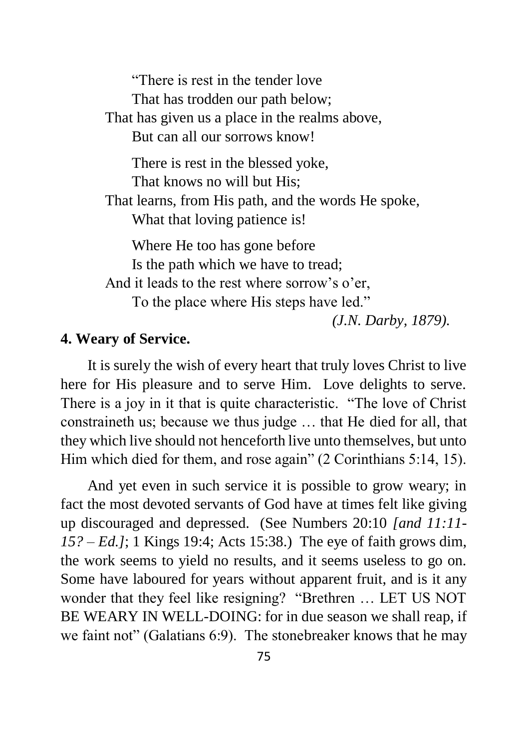“There is rest in the tender love
That has trodden our path below;
That has given us a place in the realms above,
But can all our sorrows know!

There is rest in the blessed yoke,
That knows no will but His;
That learns, from His path, and the words He spoke,
What that loving patience is!

Where He too has gone before
Is the path which we have to tread;
And it leads to the rest where sorrow’s o’er,
To the place where His steps have led.”

*(J.N. Darby, 1879).*

**4. Weary of Service.**

It is surely the wish of every heart that truly loves Christ to live here for His pleasure and to serve Him. Love delights to serve. There is a joy in it that is quite characteristic. “The love of Christ constraineth us; because we thus judge … that He died for all, that they which live should not henceforth live unto themselves, but unto Him which died for them, and rose again” (2 Corinthians 5:14, 15).

And yet even in such service it is possible to grow weary; in fact the most devoted servants of God have at times felt like giving up discouraged and depressed. (See Numbers 20:10 *[and 11:11-15? – Ed.]*; 1 Kings 19:4; Acts 15:38.) The eye of faith grows dim, the work seems to yield no results, and it seems useless to go on. Some have laboured for years without apparent fruit, and is it any wonder that they feel like resigning? “Brethren … LET US NOT BE WEARY IN WELL-DOING: for in due season we shall reap, if we faint not” (Galatians 6:9). The stonebreaker knows that he may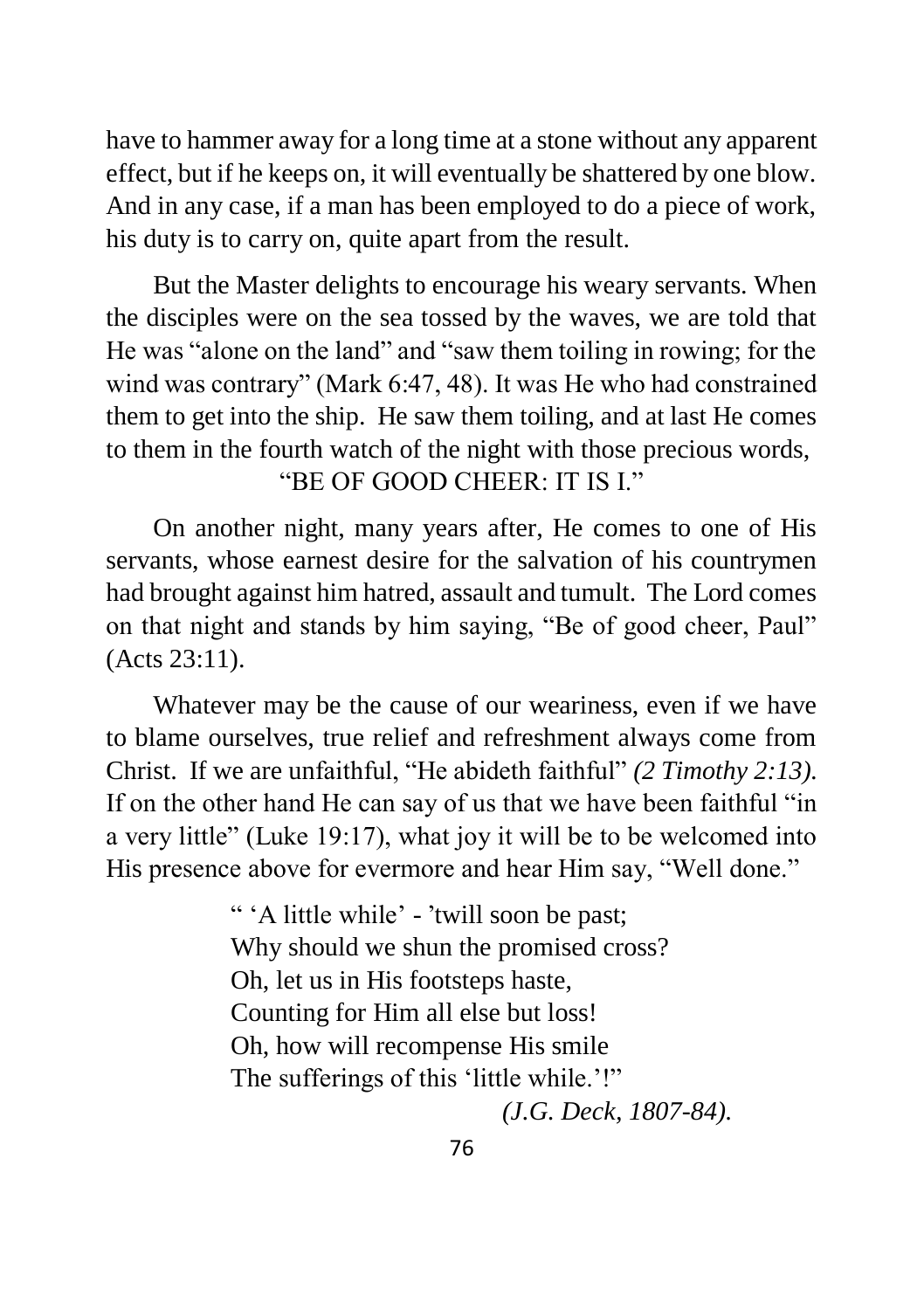have to hammer away for a long time at a stone without any apparent effect, but if he keeps on, it will eventually be shattered by one blow. And in any case, if a man has been employed to do a piece of work, his duty is to carry on, quite apart from the result.

But the Master delights to encourage his weary servants. When the disciples were on the sea tossed by the waves, we are told that He was "alone on the land" and "saw them toiling in rowing; for the wind was contrary" (Mark 6:47, 48). It was He who had constrained them to get into the ship. He saw them toiling, and at last He comes to them in the fourth watch of the night with those precious words,

"BE OF GOOD CHEER: IT IS I."

On another night, many years after, He comes to one of His servants, whose earnest desire for the salvation of his countrymen had brought against him hatred, assault and tumult. The Lord comes on that night and stands by him saying, "Be of good cheer, Paul" (Acts 23:11).

Whatever may be the cause of our weariness, even if we have to blame ourselves, true relief and refreshment always come from Christ. If we are unfaithful, "He abideth faithful" *(2 Timothy 2:13)*. If on the other hand He can say of us that we have been faithful "in a very little" (Luke 19:17), what joy it will be to be welcomed into His presence above for evermore and hear Him say, "Well done."

> " 'A little while' - 'twill soon be past;
> Why should we shun the promised cross?
> Oh, let us in His footsteps haste,
> Counting for Him all else but loss!
> Oh, how will recompense His smile
> The sufferings of this 'little while.'!"
>
> *(J.G. Deck, 1807-84).*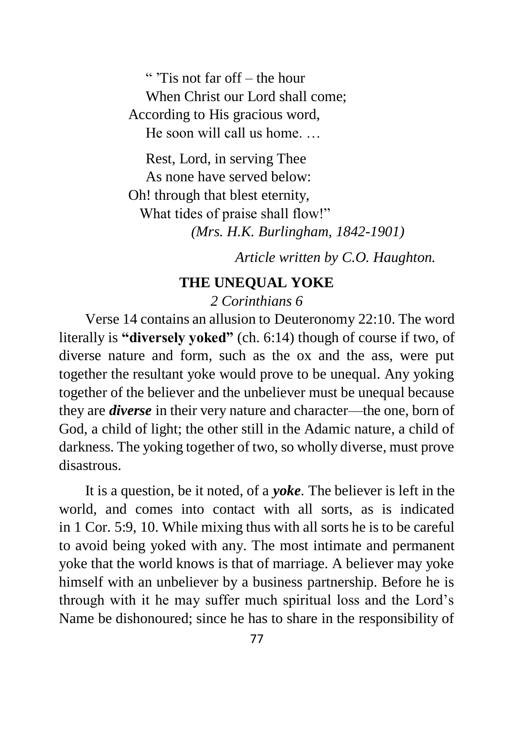" 'Tis not far off – the hour
When Christ our Lord shall come;
According to His gracious word,
He soon will call us home. …

Rest, Lord, in serving Thee
As none have served below:
Oh! through that blest eternity,
What tides of praise shall flow!"

*(Mrs. H.K. Burlingham, 1842-1901)*

*Article written by C.O. Haughton.*

## THE UNEQUAL YOKE

*2 Corinthians 6*

Verse 14 contains an allusion to Deuteronomy 22:10. The word literally is **"diversely yoked"** (ch. 6:14) though of course if two, of diverse nature and form, such as the ox and the ass, were put together the resultant yoke would prove to be unequal. Any yoking together of the believer and the unbeliever must be unequal because they are ***diverse*** in their very nature and character—the one, born of God, a child of light; the other still in the Adamic nature, a child of darkness. The yoking together of two, so wholly diverse, must prove disastrous.

It is a question, be it noted, of a ***yoke***. The believer is left in the world, and comes into contact with all sorts, as is indicated in 1 Cor. 5:9, 10. While mixing thus with all sorts he is to be careful to avoid being yoked with any. The most intimate and permanent yoke that the world knows is that of marriage. A believer may yoke himself with an unbeliever by a business partnership. Before he is through with it he may suffer much spiritual loss and the Lord's Name be dishonoured; since he has to share in the responsibility of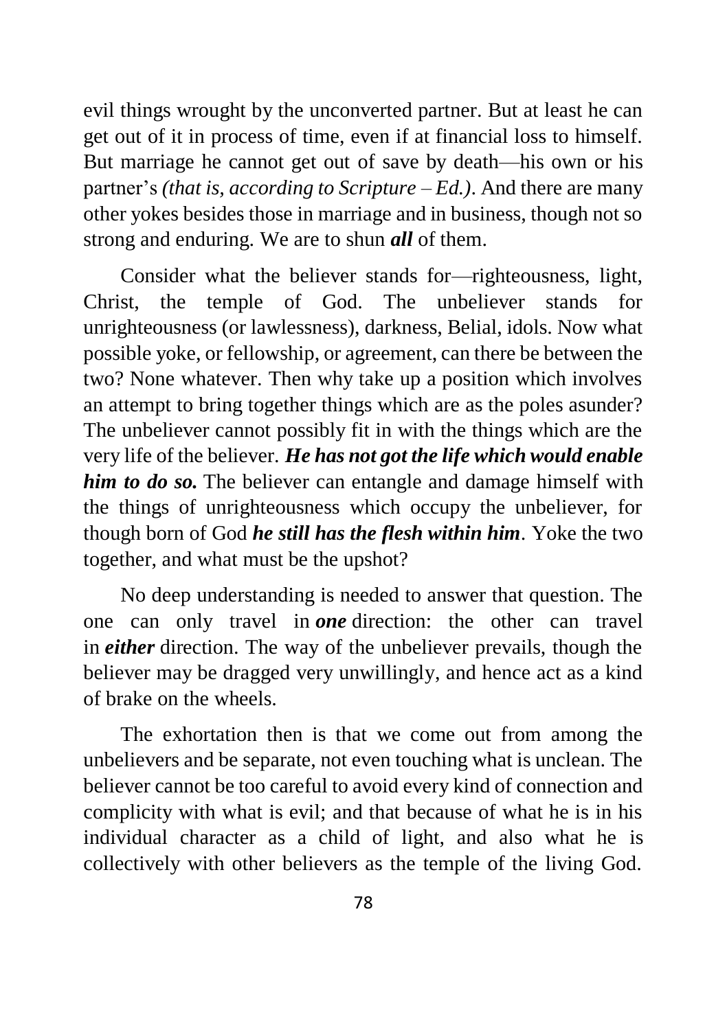evil things wrought by the unconverted partner. But at least he can get out of it in process of time, even if at financial loss to himself. But marriage he cannot get out of save by death—his own or his partner's *(that is, according to Scripture – Ed.)*. And there are many other yokes besides those in marriage and in business, though not so strong and enduring. We are to shun ***all*** of them.

Consider what the believer stands for—righteousness, light, Christ, the temple of God. The unbeliever stands for unrighteousness (or lawlessness), darkness, Belial, idols. Now what possible yoke, or fellowship, or agreement, can there be between the two? None whatever. Then why take up a position which involves an attempt to bring together things which are as the poles asunder? The unbeliever cannot possibly fit in with the things which are the very life of the believer. ***He has not got the life which would enable him to do so.*** The believer can entangle and damage himself with the things of unrighteousness which occupy the unbeliever, for though born of God ***he still has the flesh within him***. Yoke the two together, and what must be the upshot?

No deep understanding is needed to answer that question. The one can only travel in ***one*** direction: the other can travel in ***either*** direction. The way of the unbeliever prevails, though the believer may be dragged very unwillingly, and hence act as a kind of brake on the wheels.

The exhortation then is that we come out from among the unbelievers and be separate, not even touching what is unclean. The believer cannot be too careful to avoid every kind of connection and complicity with what is evil; and that because of what he is in his individual character as a child of light, and also what he is collectively with other believers as the temple of the living God.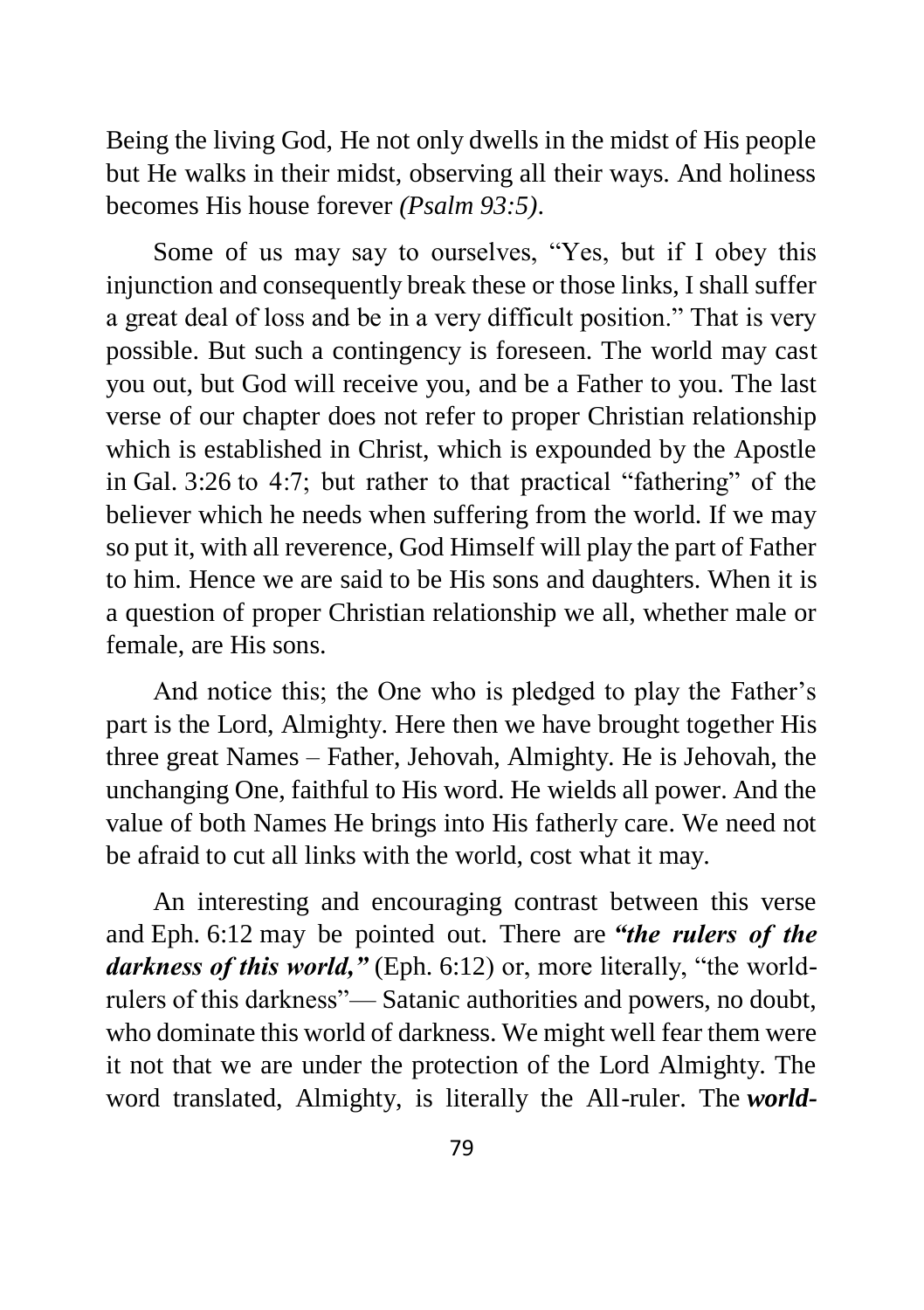Being the living God, He not only dwells in the midst of His people but He walks in their midst, observing all their ways. And holiness becomes His house forever *(Psalm 93:5)*.

Some of us may say to ourselves, "Yes, but if I obey this injunction and consequently break these or those links, I shall suffer a great deal of loss and be in a very difficult position." That is very possible. But such a contingency is foreseen. The world may cast you out, but God will receive you, and be a Father to you. The last verse of our chapter does not refer to proper Christian relationship which is established in Christ, which is expounded by the Apostle in Gal. 3:26 to 4:7; but rather to that practical "fathering" of the believer which he needs when suffering from the world. If we may so put it, with all reverence, God Himself will play the part of Father to him. Hence we are said to be His sons and daughters. When it is a question of proper Christian relationship we all, whether male or female, are His sons.

And notice this; the One who is pledged to play the Father's part is the Lord, Almighty. Here then we have brought together His three great Names – Father, Jehovah, Almighty. He is Jehovah, the unchanging One, faithful to His word. He wields all power. And the value of both Names He brings into His fatherly care. We need not be afraid to cut all links with the world, cost what it may.

An interesting and encouraging contrast between this verse and Eph. 6:12 may be pointed out. There are ***"the rulers of the darkness of this world,"*** (Eph. 6:12) or, more literally, "the world-rulers of this darkness"— Satanic authorities and powers, no doubt, who dominate this world of darkness. We might well fear them were it not that we are under the protection of the Lord Almighty. The word translated, Almighty, is literally the All-ruler. The ***world-***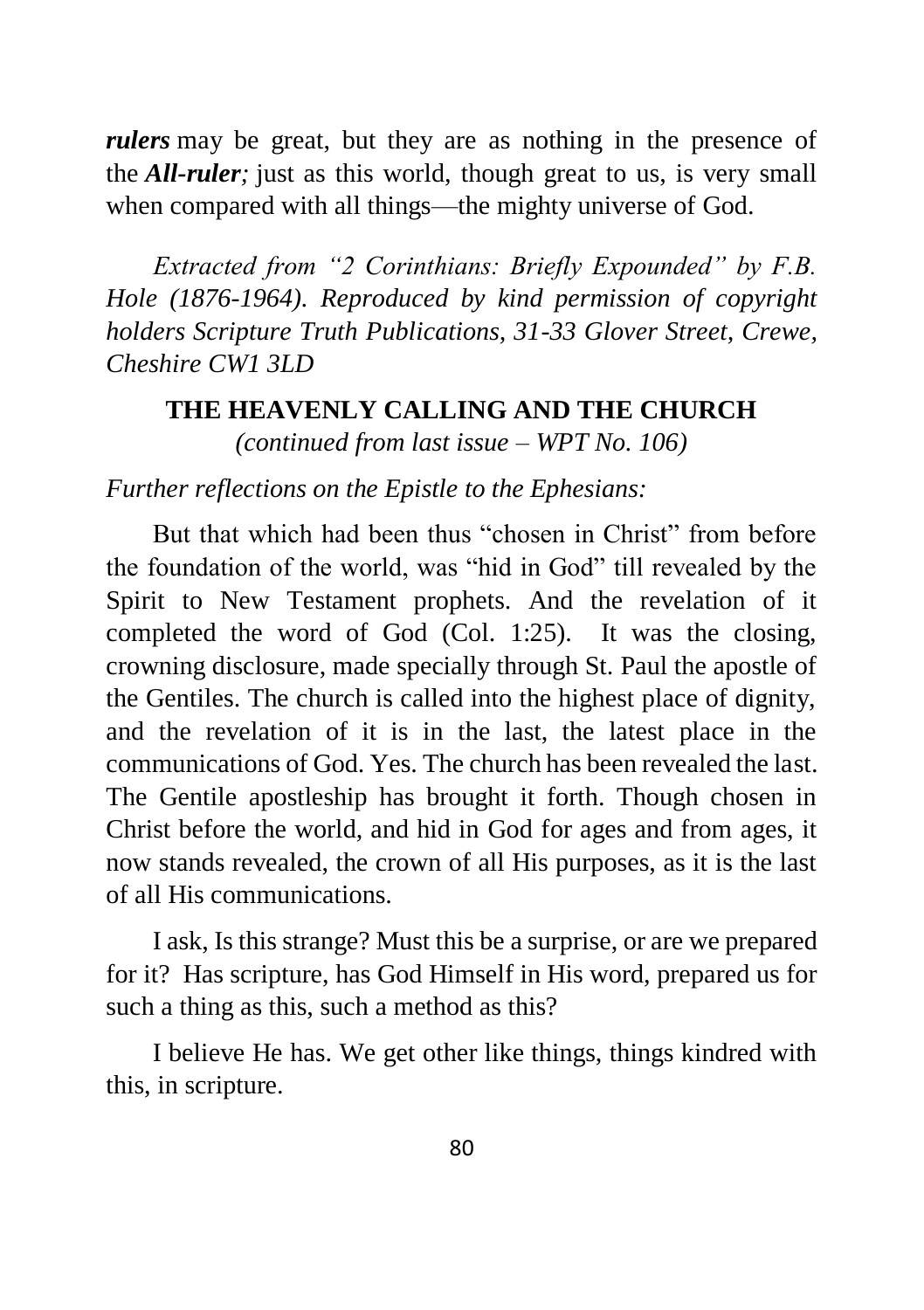***rulers*** may be great, but they are as nothing in the presence of the ***All-ruler****;* just as this world, though great to us, is very small when compared with all things—the mighty universe of God.

*Extracted from "2 Corinthians: Briefly Expounded" by F.B. Hole (1876-1964). Reproduced by kind permission of copyright holders Scripture Truth Publications, 31-33 Glover Street, Crewe, Cheshire CW1 3LD*

## THE HEAVENLY CALLING AND THE CHURCH

*(continued from last issue – WPT No. 106)*

*Further reflections on the Epistle to the Ephesians:*

But that which had been thus "chosen in Christ" from before the foundation of the world, was "hid in God" till revealed by the Spirit to New Testament prophets. And the revelation of it completed the word of God (Col. 1:25). It was the closing, crowning disclosure, made specially through St. Paul the apostle of the Gentiles. The church is called into the highest place of dignity, and the revelation of it is in the last, the latest place in the communications of God. Yes. The church has been revealed the last. The Gentile apostleship has brought it forth. Though chosen in Christ before the world, and hid in God for ages and from ages, it now stands revealed, the crown of all His purposes, as it is the last of all His communications.

I ask, Is this strange? Must this be a surprise, or are we prepared for it? Has scripture, has God Himself in His word, prepared us for such a thing as this, such a method as this?

I believe He has. We get other like things, things kindred with this, in scripture.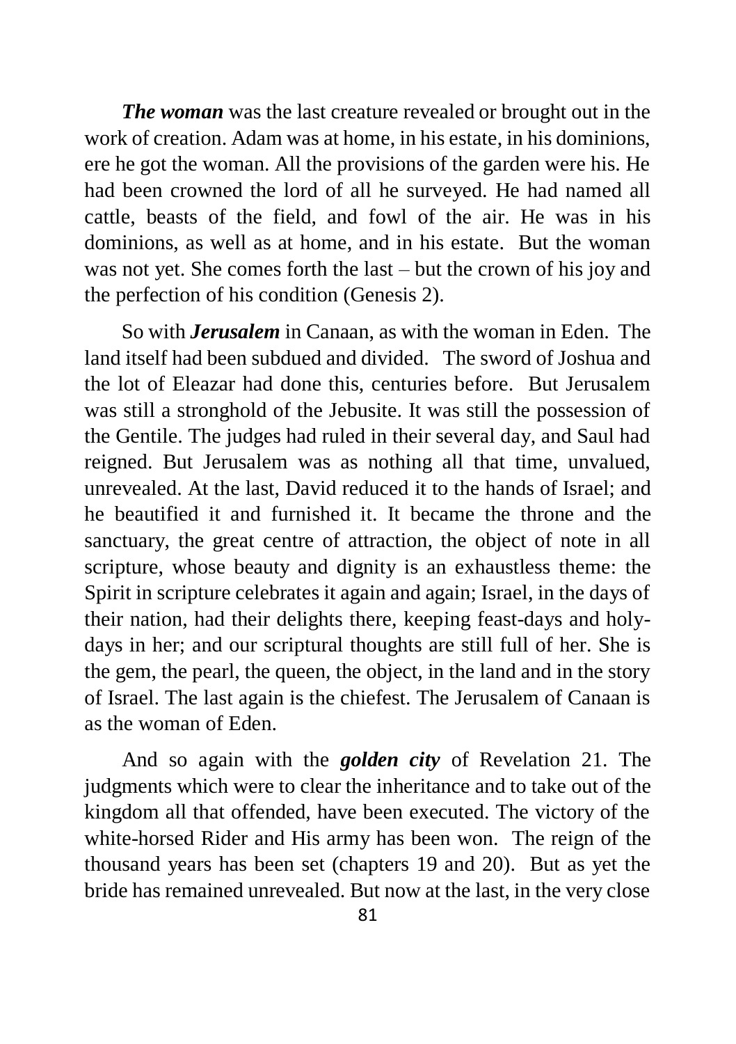***The woman*** was the last creature revealed or brought out in the work of creation. Adam was at home, in his estate, in his dominions, ere he got the woman. All the provisions of the garden were his. He had been crowned the lord of all he surveyed. He had named all cattle, beasts of the field, and fowl of the air. He was in his dominions, as well as at home, and in his estate. But the woman was not yet. She comes forth the last – but the crown of his joy and the perfection of his condition (Genesis 2).

So with ***Jerusalem*** in Canaan, as with the woman in Eden. The land itself had been subdued and divided. The sword of Joshua and the lot of Eleazar had done this, centuries before. But Jerusalem was still a stronghold of the Jebusite. It was still the possession of the Gentile. The judges had ruled in their several day, and Saul had reigned. But Jerusalem was as nothing all that time, unvalued, unrevealed. At the last, David reduced it to the hands of Israel; and he beautified it and furnished it. It became the throne and the sanctuary, the great centre of attraction, the object of note in all scripture, whose beauty and dignity is an exhaustless theme: the Spirit in scripture celebrates it again and again; Israel, in the days of their nation, had their delights there, keeping feast-days and holy-days in her; and our scriptural thoughts are still full of her. She is the gem, the pearl, the queen, the object, in the land and in the story of Israel. The last again is the chiefest. The Jerusalem of Canaan is as the woman of Eden.

And so again with the ***golden city*** of Revelation 21. The judgments which were to clear the inheritance and to take out of the kingdom all that offended, have been executed. The victory of the white-horsed Rider and His army has been won. The reign of the thousand years has been set (chapters 19 and 20). But as yet the bride has remained unrevealed. But now at the last, in the very close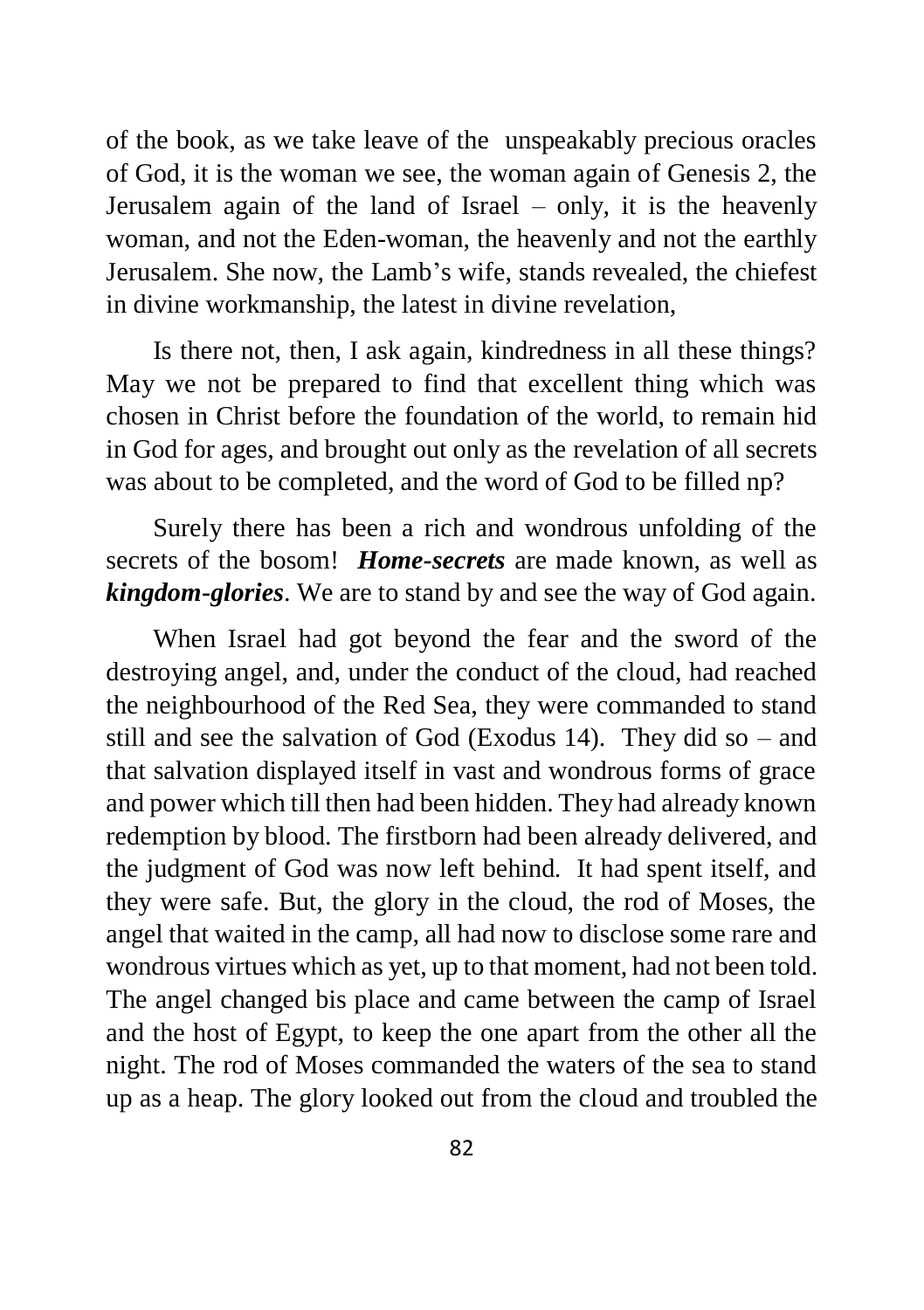of the book, as we take leave of the unspeakably precious oracles of God, it is the woman we see, the woman again of Genesis 2, the Jerusalem again of the land of Israel – only, it is the heavenly woman, and not the Eden-woman, the heavenly and not the earthly Jerusalem. She now, the Lamb's wife, stands revealed, the chiefest in divine workmanship, the latest in divine revelation,

Is there not, then, I ask again, kindredness in all these things? May we not be prepared to find that excellent thing which was chosen in Christ before the foundation of the world, to remain hid in God for ages, and brought out only as the revelation of all secrets was about to be completed, and the word of God to be filled np?

Surely there has been a rich and wondrous unfolding of the secrets of the bosom! ***Home-secrets*** are made known, as well as ***kingdom-glories***. We are to stand by and see the way of God again.

When Israel had got beyond the fear and the sword of the destroying angel, and, under the conduct of the cloud, had reached the neighbourhood of the Red Sea, they were commanded to stand still and see the salvation of God (Exodus 14). They did so – and that salvation displayed itself in vast and wondrous forms of grace and power which till then had been hidden. They had already known redemption by blood. The firstborn had been already delivered, and the judgment of God was now left behind. It had spent itself, and they were safe. But, the glory in the cloud, the rod of Moses, the angel that waited in the camp, all had now to disclose some rare and wondrous virtues which as yet, up to that moment, had not been told. The angel changed bis place and came between the camp of Israel and the host of Egypt, to keep the one apart from the other all the night. The rod of Moses commanded the waters of the sea to stand up as a heap. The glory looked out from the cloud and troubled the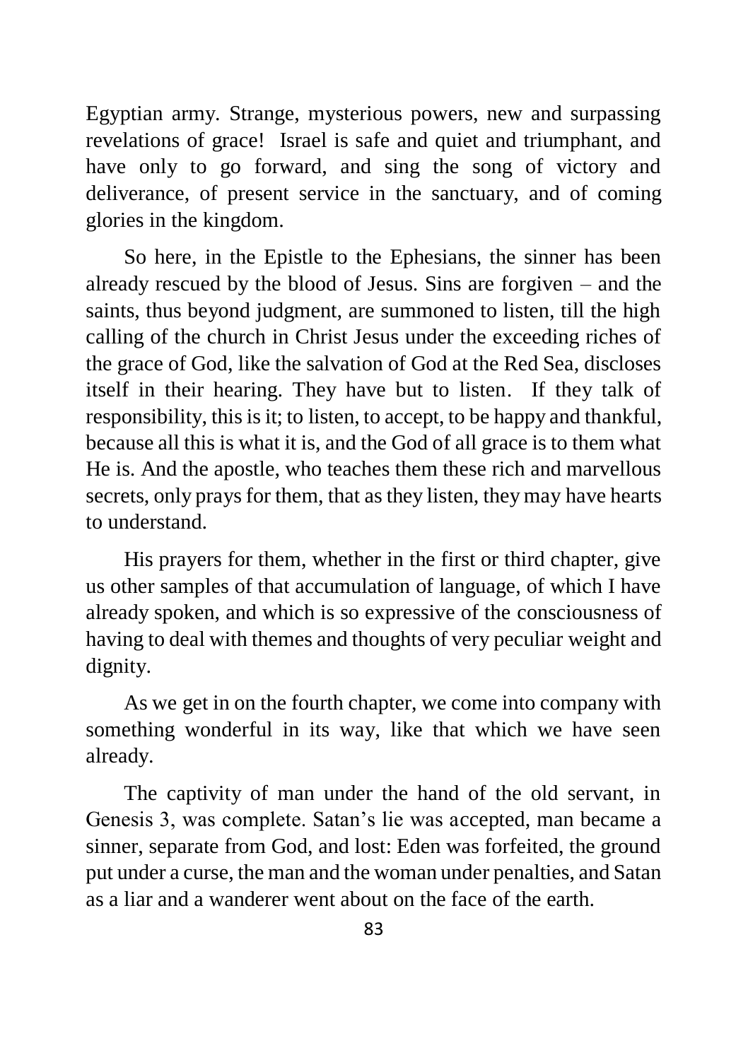Egyptian army. Strange, mysterious powers, new and surpassing revelations of grace! Israel is safe and quiet and triumphant, and have only to go forward, and sing the song of victory and deliverance, of present service in the sanctuary, and of coming glories in the kingdom.

So here, in the Epistle to the Ephesians, the sinner has been already rescued by the blood of Jesus. Sins are forgiven – and the saints, thus beyond judgment, are summoned to listen, till the high calling of the church in Christ Jesus under the exceeding riches of the grace of God, like the salvation of God at the Red Sea, discloses itself in their hearing. They have but to listen. If they talk of responsibility, this is it; to listen, to accept, to be happy and thankful, because all this is what it is, and the God of all grace is to them what He is. And the apostle, who teaches them these rich and marvellous secrets, only prays for them, that as they listen, they may have hearts to understand.

His prayers for them, whether in the first or third chapter, give us other samples of that accumulation of language, of which I have already spoken, and which is so expressive of the consciousness of having to deal with themes and thoughts of very peculiar weight and dignity.

As we get in on the fourth chapter, we come into company with something wonderful in its way, like that which we have seen already.

The captivity of man under the hand of the old servant, in Genesis 3, was complete. Satan's lie was accepted, man became a sinner, separate from God, and lost: Eden was forfeited, the ground put under a curse, the man and the woman under penalties, and Satan as a liar and a wanderer went about on the face of the earth.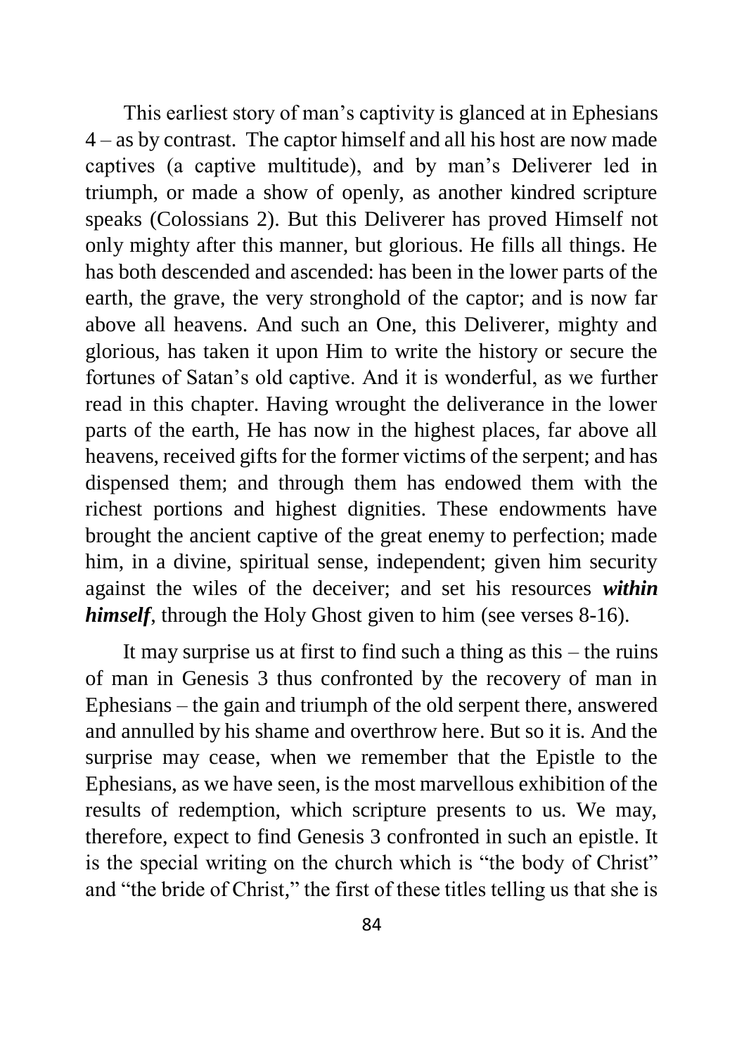This earliest story of man's captivity is glanced at in Ephesians 4 – as by contrast. The captor himself and all his host are now made captives (a captive multitude), and by man's Deliverer led in triumph, or made a show of openly, as another kindred scripture speaks (Colossians 2). But this Deliverer has proved Himself not only mighty after this manner, but glorious. He fills all things. He has both descended and ascended: has been in the lower parts of the earth, the grave, the very stronghold of the captor; and is now far above all heavens. And such an One, this Deliverer, mighty and glorious, has taken it upon Him to write the history or secure the fortunes of Satan's old captive. And it is wonderful, as we further read in this chapter. Having wrought the deliverance in the lower parts of the earth, He has now in the highest places, far above all heavens, received gifts for the former victims of the serpent; and has dispensed them; and through them has endowed them with the richest portions and highest dignities. These endowments have brought the ancient captive of the great enemy to perfection; made him, in a divine, spiritual sense, independent; given him security against the wiles of the deceiver; and set his resources ***within himself***, through the Holy Ghost given to him (see verses 8-16).

It may surprise us at first to find such a thing as this – the ruins of man in Genesis 3 thus confronted by the recovery of man in Ephesians – the gain and triumph of the old serpent there, answered and annulled by his shame and overthrow here. But so it is. And the surprise may cease, when we remember that the Epistle to the Ephesians, as we have seen, is the most marvellous exhibition of the results of redemption, which scripture presents to us. We may, therefore, expect to find Genesis 3 confronted in such an epistle. It is the special writing on the church which is "the body of Christ" and "the bride of Christ," the first of these titles telling us that she is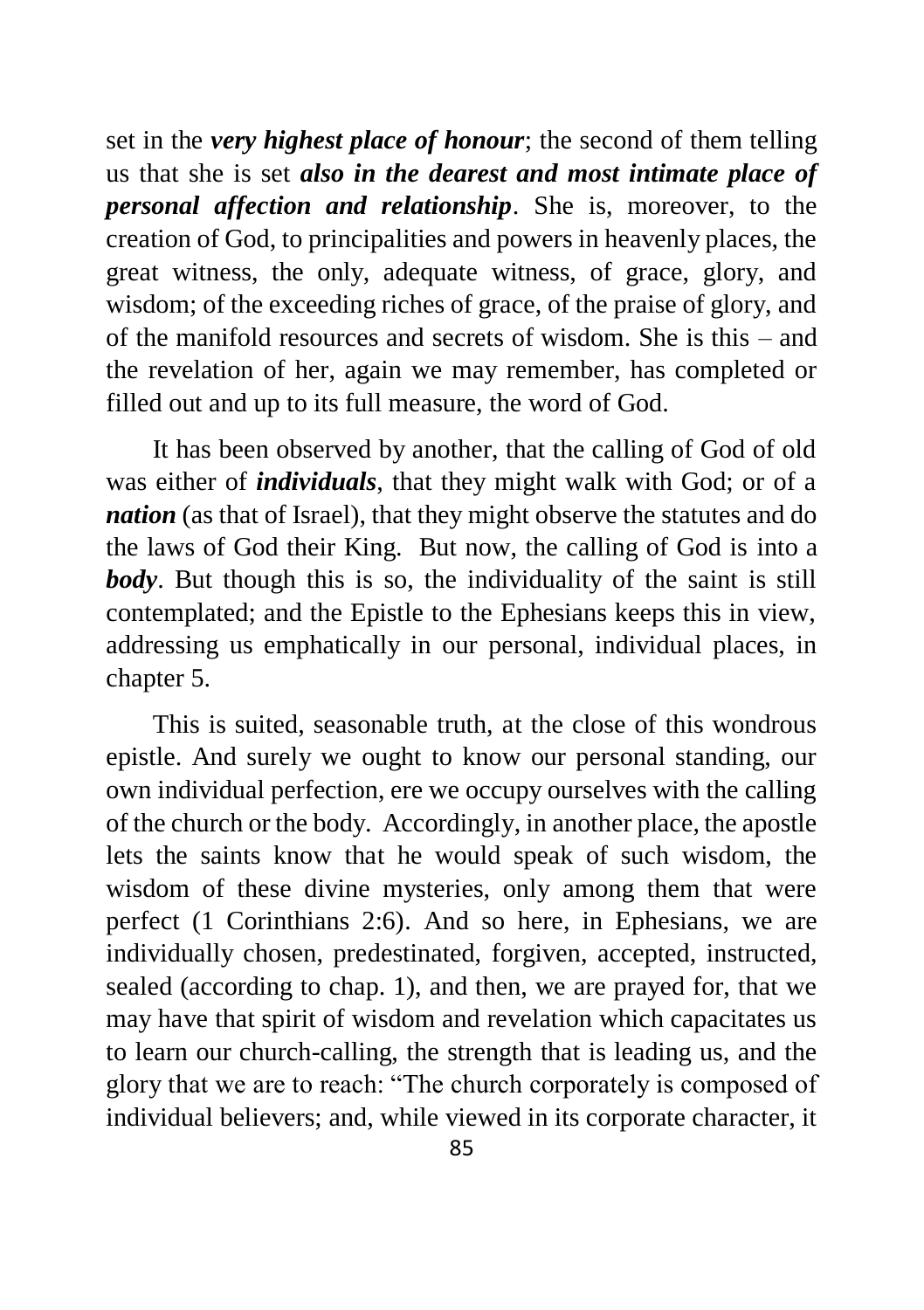set in the ***very highest place of honour***; the second of them telling us that she is set ***also in the dearest and most intimate place of personal affection and relationship***. She is, moreover, to the creation of God, to principalities and powers in heavenly places, the great witness, the only, adequate witness, of grace, glory, and wisdom; of the exceeding riches of grace, of the praise of glory, and of the manifold resources and secrets of wisdom. She is this – and the revelation of her, again we may remember, has completed or filled out and up to its full measure, the word of God.

It has been observed by another, that the calling of God of old was either of ***individuals***, that they might walk with God; or of a ***nation*** (as that of Israel), that they might observe the statutes and do the laws of God their King. But now, the calling of God is into a ***body***. But though this is so, the individuality of the saint is still contemplated; and the Epistle to the Ephesians keeps this in view, addressing us emphatically in our personal, individual places, in chapter 5.

This is suited, seasonable truth, at the close of this wondrous epistle. And surely we ought to know our personal standing, our own individual perfection, ere we occupy ourselves with the calling of the church or the body. Accordingly, in another place, the apostle lets the saints know that he would speak of such wisdom, the wisdom of these divine mysteries, only among them that were perfect (1 Corinthians 2:6). And so here, in Ephesians, we are individually chosen, predestinated, forgiven, accepted, instructed, sealed (according to chap. 1), and then, we are prayed for, that we may have that spirit of wisdom and revelation which capacitates us to learn our church-calling, the strength that is leading us, and the glory that we are to reach: "The church corporately is composed of individual believers; and, while viewed in its corporate character, it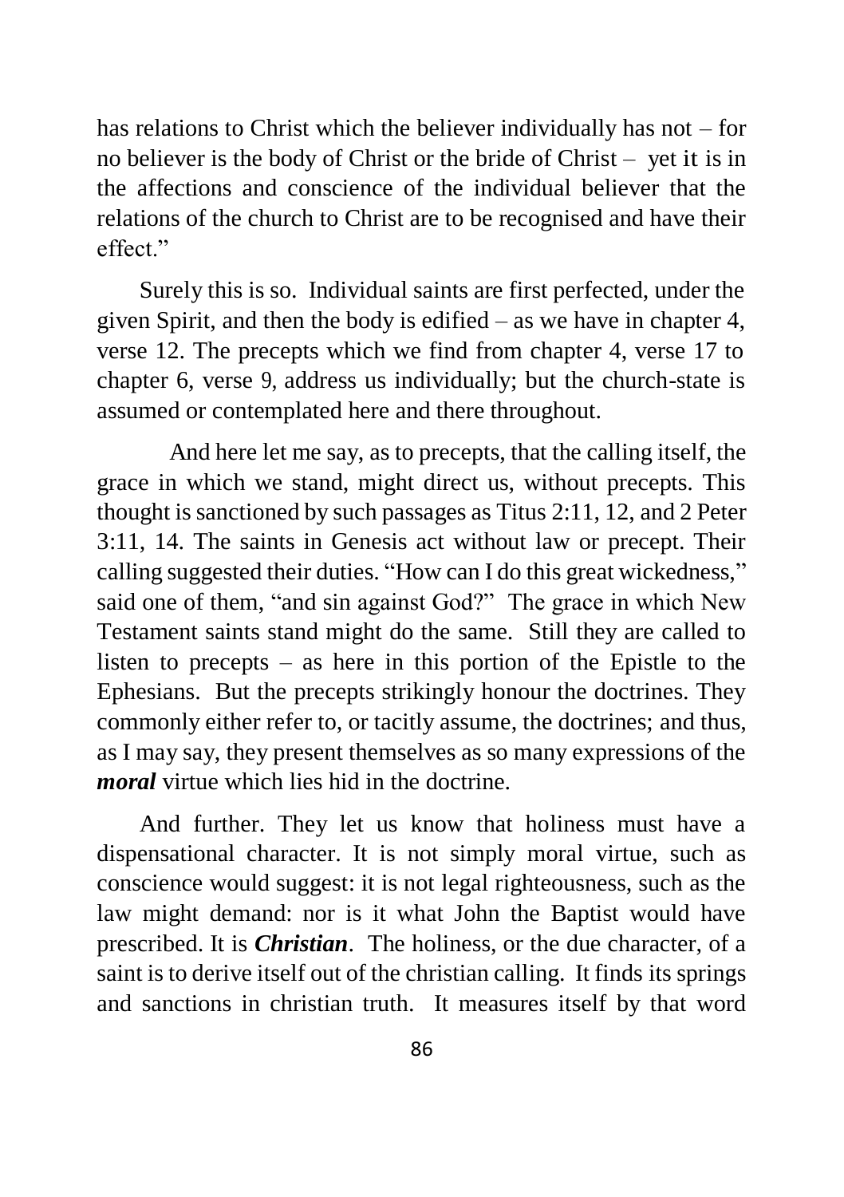has relations to Christ which the believer individually has not – for no believer is the body of Christ or the bride of Christ – yet it is in the affections and conscience of the individual believer that the relations of the church to Christ are to be recognised and have their effect."

Surely this is so. Individual saints are first perfected, under the given Spirit, and then the body is edified – as we have in chapter 4, verse 12. The precepts which we find from chapter 4, verse 17 to chapter 6, verse 9, address us individually; but the church-state is assumed or contemplated here and there throughout.

And here let me say, as to precepts, that the calling itself, the grace in which we stand, might direct us, without precepts. This thought is sanctioned by such passages as Titus 2:11, 12, and 2 Peter 3:11, 14. The saints in Genesis act without law or precept. Their calling suggested their duties. "How can I do this great wickedness," said one of them, "and sin against God?" The grace in which New Testament saints stand might do the same. Still they are called to listen to precepts – as here in this portion of the Epistle to the Ephesians. But the precepts strikingly honour the doctrines. They commonly either refer to, or tacitly assume, the doctrines; and thus, as I may say, they present themselves as so many expressions of the ***moral*** virtue which lies hid in the doctrine.

And further. They let us know that holiness must have a dispensational character. It is not simply moral virtue, such as conscience would suggest: it is not legal righteousness, such as the law might demand: nor is it what John the Baptist would have prescribed. It is ***Christian***. The holiness, or the due character, of a saint is to derive itself out of the christian calling. It finds its springs and sanctions in christian truth. It measures itself by that word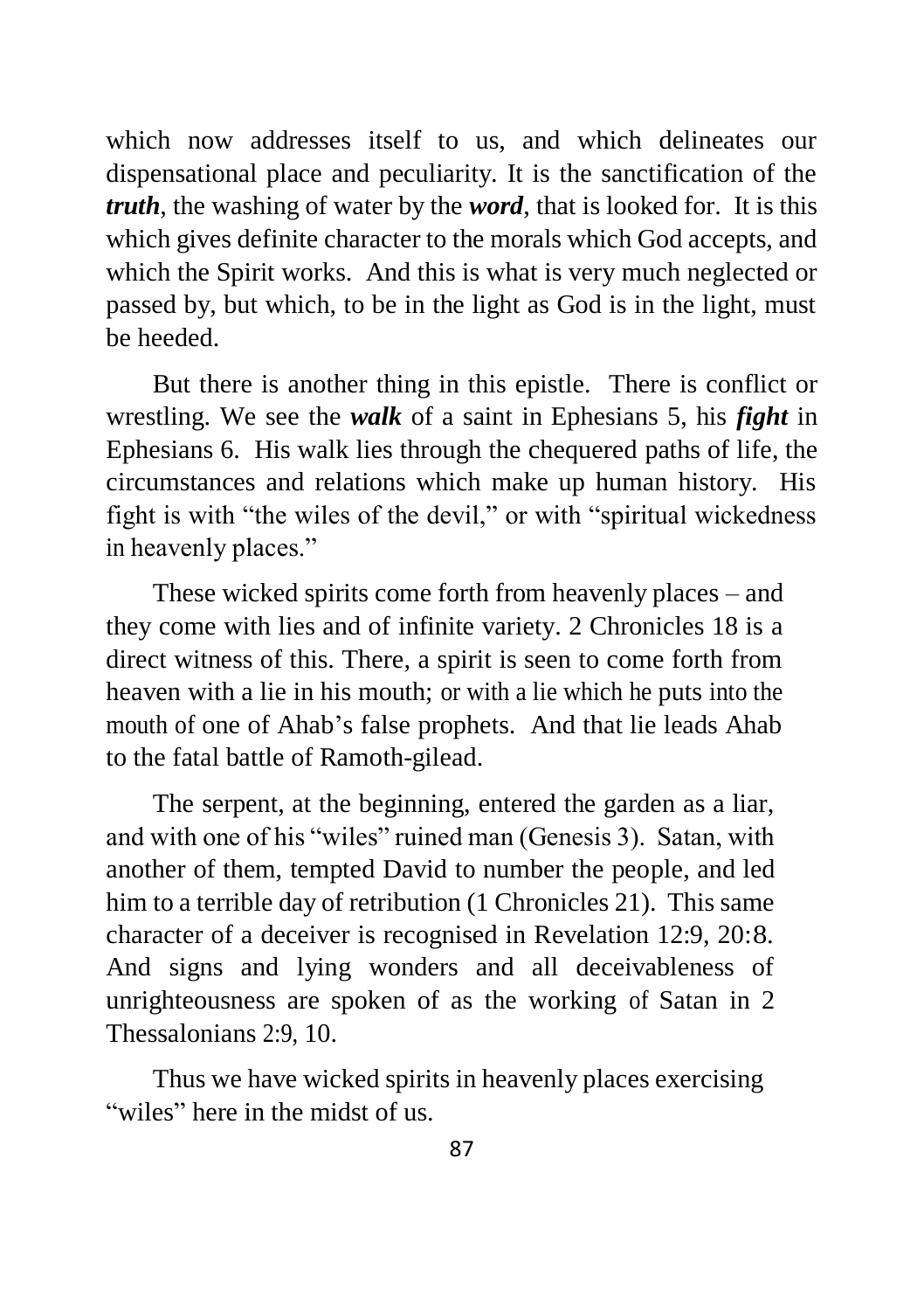which now addresses itself to us, and which delineates our dispensational place and peculiarity. It is the sanctification of the ***truth***, the washing of water by the ***word***, that is looked for. It is this which gives definite character to the morals which God accepts, and which the Spirit works. And this is what is very much neglected or passed by, but which, to be in the light as God is in the light, must be heeded.

But there is another thing in this epistle. There is conflict or wrestling. We see the ***walk*** of a saint in Ephesians 5, his ***fight*** in Ephesians 6. His walk lies through the chequered paths of life, the circumstances and relations which make up human history. His fight is with "the wiles of the devil," or with "spiritual wickedness in heavenly places."

These wicked spirits come forth from heavenly places – and they come with lies and of infinite variety. 2 Chronicles 18 is a direct witness of this. There, a spirit is seen to come forth from heaven with a lie in his mouth; or with a lie which he puts into the mouth of one of Ahab's false prophets. And that lie leads Ahab to the fatal battle of Ramoth-gilead.

The serpent, at the beginning, entered the garden as a liar, and with one of his "wiles" ruined man (Genesis 3). Satan, with another of them, tempted David to number the people, and led him to a terrible day of retribution (1 Chronicles 21). This same character of a deceiver is recognised in Revelation 12:9, 20:8. And signs and lying wonders and all deceivableness of unrighteousness are spoken of as the working of Satan in 2 Thessalonians 2:9, 10.

Thus we have wicked spirits in heavenly places exercising "wiles" here in the midst of us.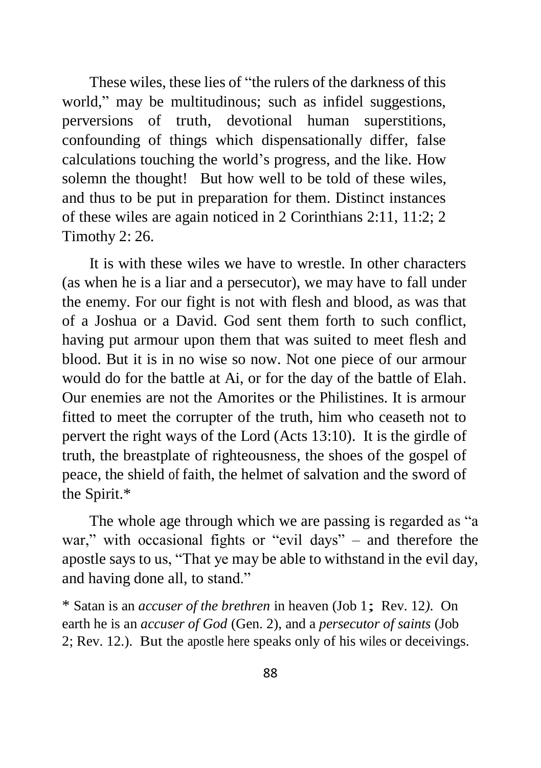These wiles, these lies of "the rulers of the darkness of this world," may be multitudinous; such as infidel suggestions, perversions of truth, devotional human superstitions, confounding of things which dispensationally differ, false calculations touching the world's progress, and the like. How solemn the thought!  But how well to be told of these wiles, and thus to be put in preparation for them. Distinct instances of these wiles are again noticed in 2 Corinthians 2:11, 11:2; 2 Timothy 2: 26.

It is with these wiles we have to wrestle. In other characters (as when he is a liar and a persecutor), we may have to fall under the enemy. For our fight is not with flesh and blood, as was that of a Joshua or a David. God sent them forth to such conflict, having put armour upon them that was suited to meet flesh and blood. But it is in no wise so now. Not one piece of our armour would do for the battle at Ai, or for the day of the battle of Elah. Our enemies are not the Amorites or the Philistines. It is armour fitted to meet the corrupter of the truth, him who ceaseth not to pervert the right ways of the Lord (Acts 13:10).  It is the girdle of truth, the breastplate of righteousness, the shoes of the gospel of peace, the shield of faith, the helmet of salvation and the sword of the Spirit.*

The whole age through which we are passing is regarded as "a war," with occasional fights or "evil days" – and therefore the apostle says to us, "That ye may be able to withstand in the evil day, and having done all, to stand."

\* Satan is an *accuser of the brethren* in heaven (Job 1; Rev. 12).  On earth he is an *accuser of God* (Gen. 2), and a *persecutor of saints* (Job 2; Rev. 12.).  But the apostle here speaks only of his wiles or deceivings.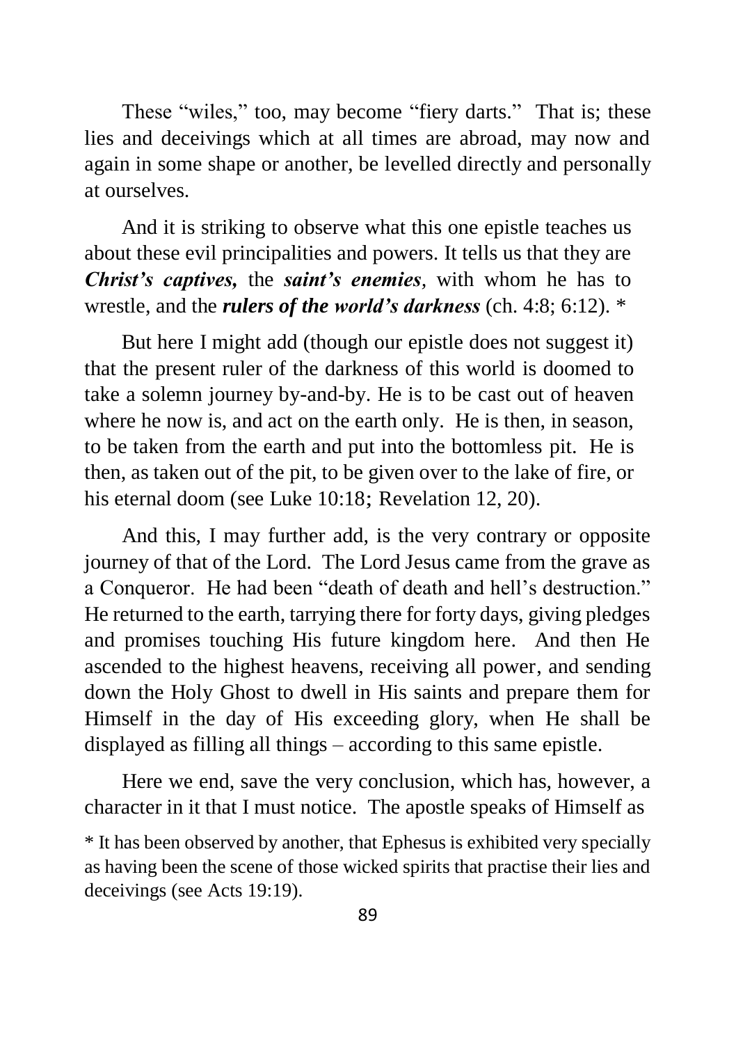These “wiles,” too, may become “fiery darts.” That is; these lies and deceivings which at all times are abroad, may now and again in some shape or another, be levelled directly and personally at ourselves.

And it is striking to observe what this one epistle teaches us about these evil principalities and powers. It tells us that they are ***Christ’s captives,*** the ***saint’s enemies***, with whom he has to wrestle, and the ***rulers of the world’s darkness*** (ch. 4:8; 6:12). *

But here I might add (though our epistle does not suggest it) that the present ruler of the darkness of this world is doomed to take a solemn journey by-and-by. He is to be cast out of heaven where he now is, and act on the earth only. He is then, in season, to be taken from the earth and put into the bottomless pit. He is then, as taken out of the pit, to be given over to the lake of fire, or his eternal doom (see Luke 10:18; Revelation 12, 20).

And this, I may further add, is the very contrary or opposite journey of that of the Lord. The Lord Jesus came from the grave as a Conqueror. He had been “death of death and hell’s destruction.” He returned to the earth, tarrying there for forty days, giving pledges and promises touching His future kingdom here. And then He ascended to the highest heavens, receiving all power, and sending down the Holy Ghost to dwell in His saints and prepare them for Himself in the day of His exceeding glory, when He shall be displayed as filling all things – according to this same epistle.

Here we end, save the very conclusion, which has, however, a character in it that I must notice. The apostle speaks of Himself as

* It has been observed by another, that Ephesus is exhibited very specially as having been the scene of those wicked spirits that practise their lies and deceivings (see Acts 19:19).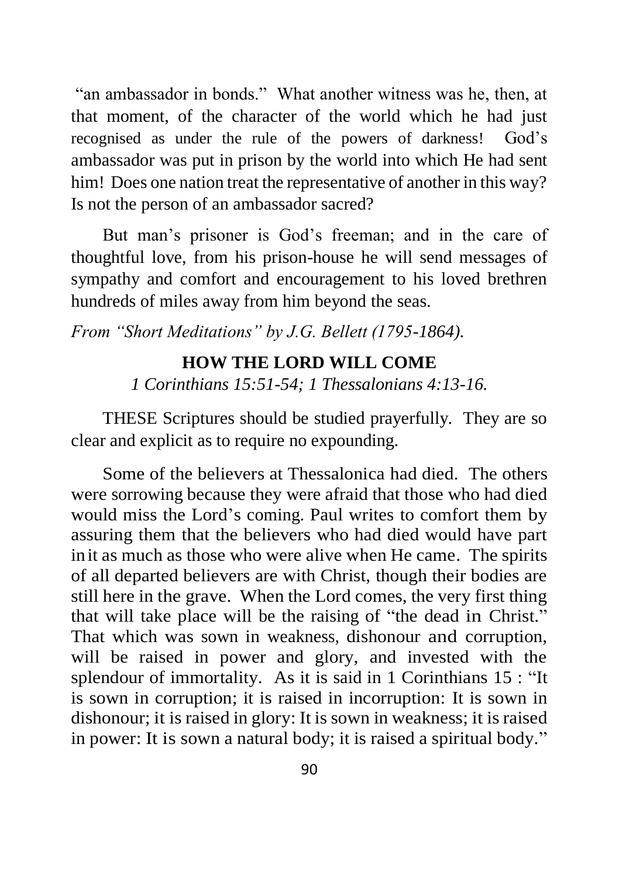"an ambassador in bonds." What another witness was he, then, at that moment, of the character of the world which he had just recognised as under the rule of the powers of darkness! God's ambassador was put in prison by the world into which He had sent him! Does one nation treat the representative of another in this way? Is not the person of an ambassador sacred?

But man's prisoner is God's freeman; and in the care of thoughtful love, from his prison-house he will send messages of sympathy and comfort and encouragement to his loved brethren hundreds of miles away from him beyond the seas.

*From "Short Meditations" by J.G. Bellett (1795-1864).*

## HOW THE LORD WILL COME

*1 Corinthians 15:51-54; 1 Thessalonians 4:13-16.*

THESE Scriptures should be studied prayerfully. They are so clear and explicit as to require no expounding.

Some of the believers at Thessalonica had died. The others were sorrowing because they were afraid that those who had died would miss the Lord's coming. Paul writes to comfort them by assuring them that the believers who had died would have part in it as much as those who were alive when He came. The spirits of all departed believers are with Christ, though their bodies are still here in the grave. When the Lord comes, the very first thing that will take place will be the raising of "the dead in Christ." That which was sown in weakness, dishonour and corruption, will be raised in power and glory, and invested with the splendour of immortality. As it is said in 1 Corinthians 15 : "It is sown in corruption; it is raised in incorruption: It is sown in dishonour; it is raised in glory: It is sown in weakness; it is raised in power: It is sown a natural body; it is raised a spiritual body."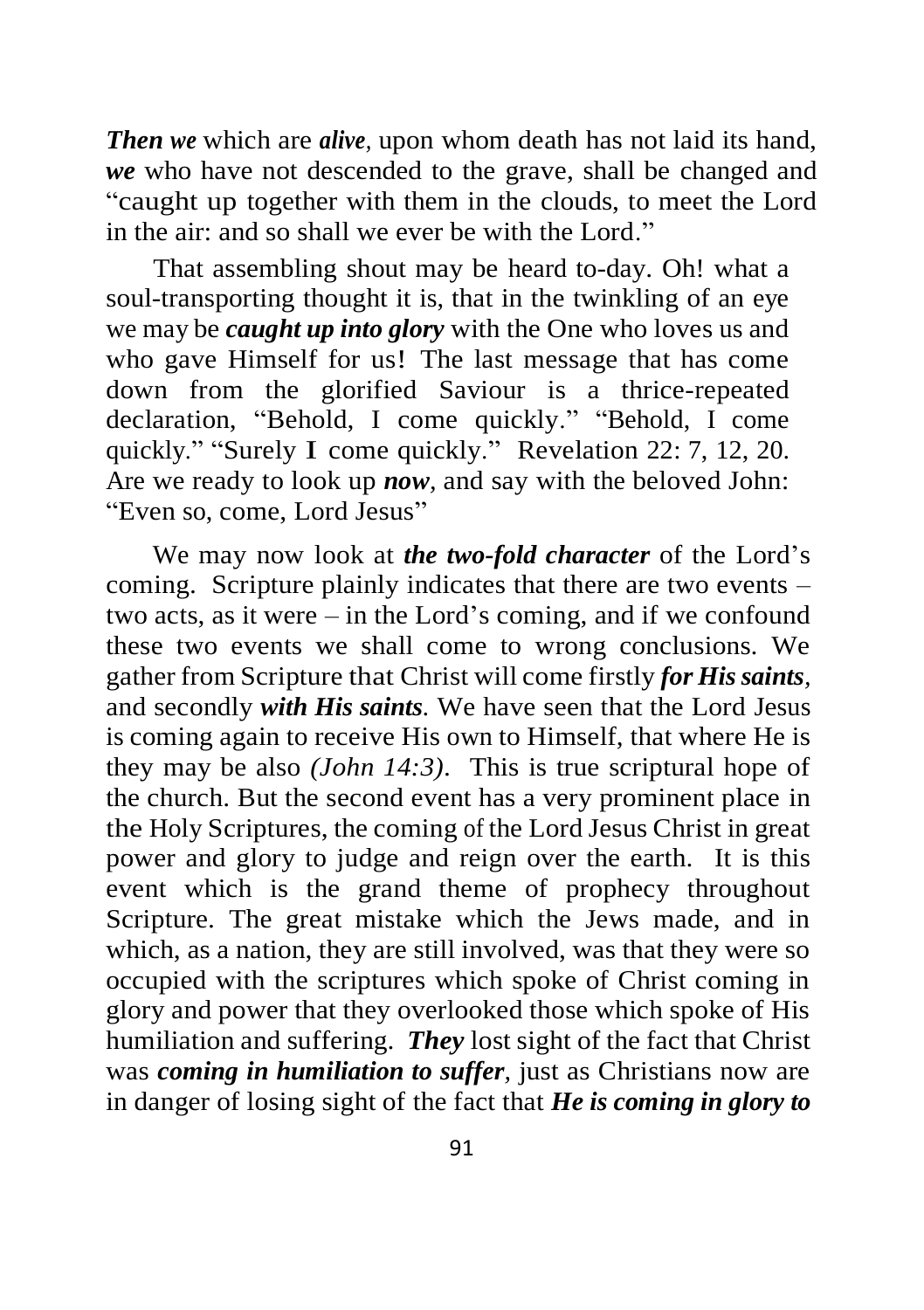***Then we*** which are ***alive***, upon whom death has not laid its hand, ***we*** who have not descended to the grave, shall be changed and "caught up together with them in the clouds, to meet the Lord in the air: and so shall we ever be with the Lord."

That assembling shout may be heard to-day. Oh! what a soul-transporting thought it is, that in the twinkling of an eye we may be ***caught up into glory*** with the One who loves us and who gave Himself for us! The last message that has come down from the glorified Saviour is a thrice-repeated declaration, "Behold, I come quickly." "Behold, I come quickly." "Surely **I** come quickly." Revelation 22: 7, 12, 20. Are we ready to look up ***now***, and say with the beloved John: "Even so, come, Lord Jesus"

We may now look at ***the two-fold character*** of the Lord's coming. Scripture plainly indicates that there are two events – two acts, as it were – in the Lord's coming, and if we confound these two events we shall come to wrong conclusions. We gather from Scripture that Christ will come firstly ***for His saints***, and secondly ***with His saints***. We have seen that the Lord Jesus is coming again to receive His own to Himself, that where He is they may be also *(John 14:3)*. This is true scriptural hope of the church. But the second event has a very prominent place in the Holy Scriptures, the coming of the Lord Jesus Christ in great power and glory to judge and reign over the earth. It is this event which is the grand theme of prophecy throughout Scripture. The great mistake which the Jews made, and in which, as a nation, they are still involved, was that they were so occupied with the scriptures which spoke of Christ coming in glory and power that they overlooked those which spoke of His humiliation and suffering. ***They*** lost sight of the fact that Christ was ***coming in humiliation to suffer***, just as Christians now are in danger of losing sight of the fact that ***He is coming in glory to***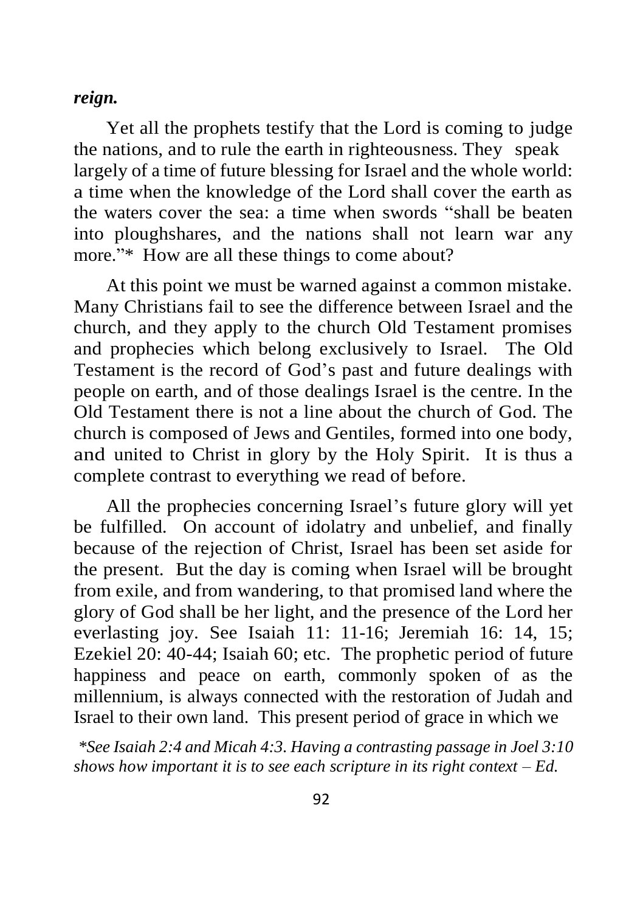***reign.***

Yet all the prophets testify that the Lord is coming to judge the nations, and to rule the earth in righteousness. They speak largely of a time of future blessing for Israel and the whole world: a time when the knowledge of the Lord shall cover the earth as the waters cover the sea: a time when swords "shall be beaten into ploughshares, and the nations shall not learn war any more."* How are all these things to come about?

At this point we must be warned against a common mistake. Many Christians fail to see the difference between Israel and the church, and they apply to the church Old Testament promises and prophecies which belong exclusively to Israel. The Old Testament is the record of God's past and future dealings with people on earth, and of those dealings Israel is the centre. In the Old Testament there is not a line about the church of God. The church is composed of Jews and Gentiles, formed into one body, and united to Christ in glory by the Holy Spirit. It is thus a complete contrast to everything we read of before.

All the prophecies concerning Israel's future glory will yet be fulfilled. On account of idolatry and unbelief, and finally because of the rejection of Christ, Israel has been set aside for the present. But the day is coming when Israel will be brought from exile, and from wandering, to that promised land where the glory of God shall be her light, and the presence of the Lord her everlasting joy. See Isaiah 11: 11-16; Jeremiah 16: 14, 15; Ezekiel 20: 40-44; Isaiah 60; etc. The prophetic period of future happiness and peace on earth, commonly spoken of as the millennium, is always connected with the restoration of Judah and Israel to their own land. This present period of grace in which we

*\*See Isaiah 2:4 and Micah 4:3. Having a contrasting passage in Joel 3:10 shows how important it is to see each scripture in its right context – Ed.*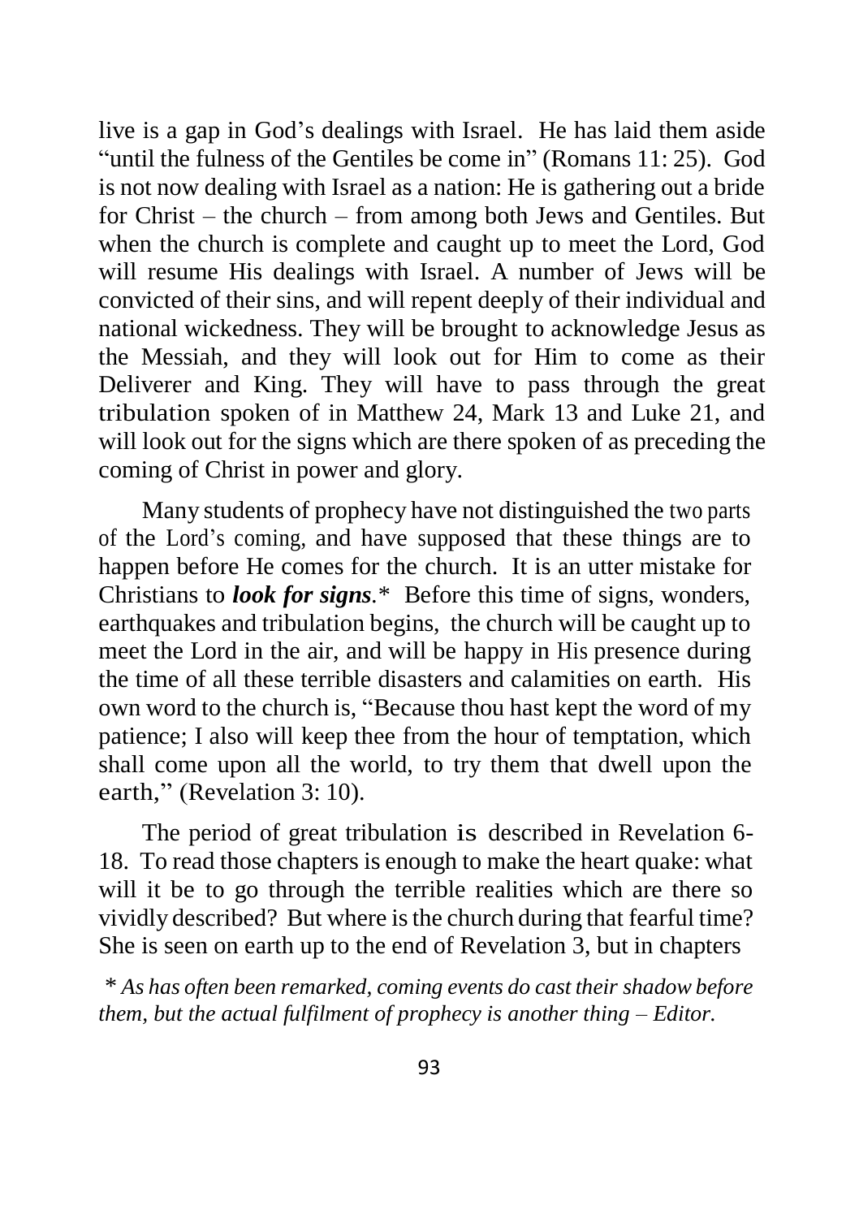live is a gap in God's dealings with Israel. He has laid them aside "until the fulness of the Gentiles be come in" (Romans 11: 25). God is not now dealing with Israel as a nation: He is gathering out a bride for Christ – the church – from among both Jews and Gentiles. But when the church is complete and caught up to meet the Lord, God will resume His dealings with Israel. A number of Jews will be convicted of their sins, and will repent deeply of their individual and national wickedness. They will be brought to acknowledge Jesus as the Messiah, and they will look out for Him to come as their Deliverer and King. They will have to pass through the great tribulation spoken of in Matthew 24, Mark 13 and Luke 21, and will look out for the signs which are there spoken of as preceding the coming of Christ in power and glory.

Many students of prophecy have not distinguished the two parts of the Lord's coming, and have supposed that these things are to happen before He comes for the church. It is an utter mistake for Christians to ***look for signs***.* Before this time of signs, wonders, earthquakes and tribulation begins, the church will be caught up to meet the Lord in the air, and will be happy in His presence during the time of all these terrible disasters and calamities on earth. His own word to the church is, "Because thou hast kept the word of my patience; I also will keep thee from the hour of temptation, which shall come upon all the world, to try them that dwell upon the earth," (Revelation 3: 10).

The period of great tribulation is described in Revelation 6-18. To read those chapters is enough to make the heart quake: what will it be to go through the terrible realities which are there so vividly described? But where is the church during that fearful time? She is seen on earth up to the end of Revelation 3, but in chapters

*\* As has often been remarked, coming events do cast their shadow before them, but the actual fulfilment of prophecy is another thing – Editor.*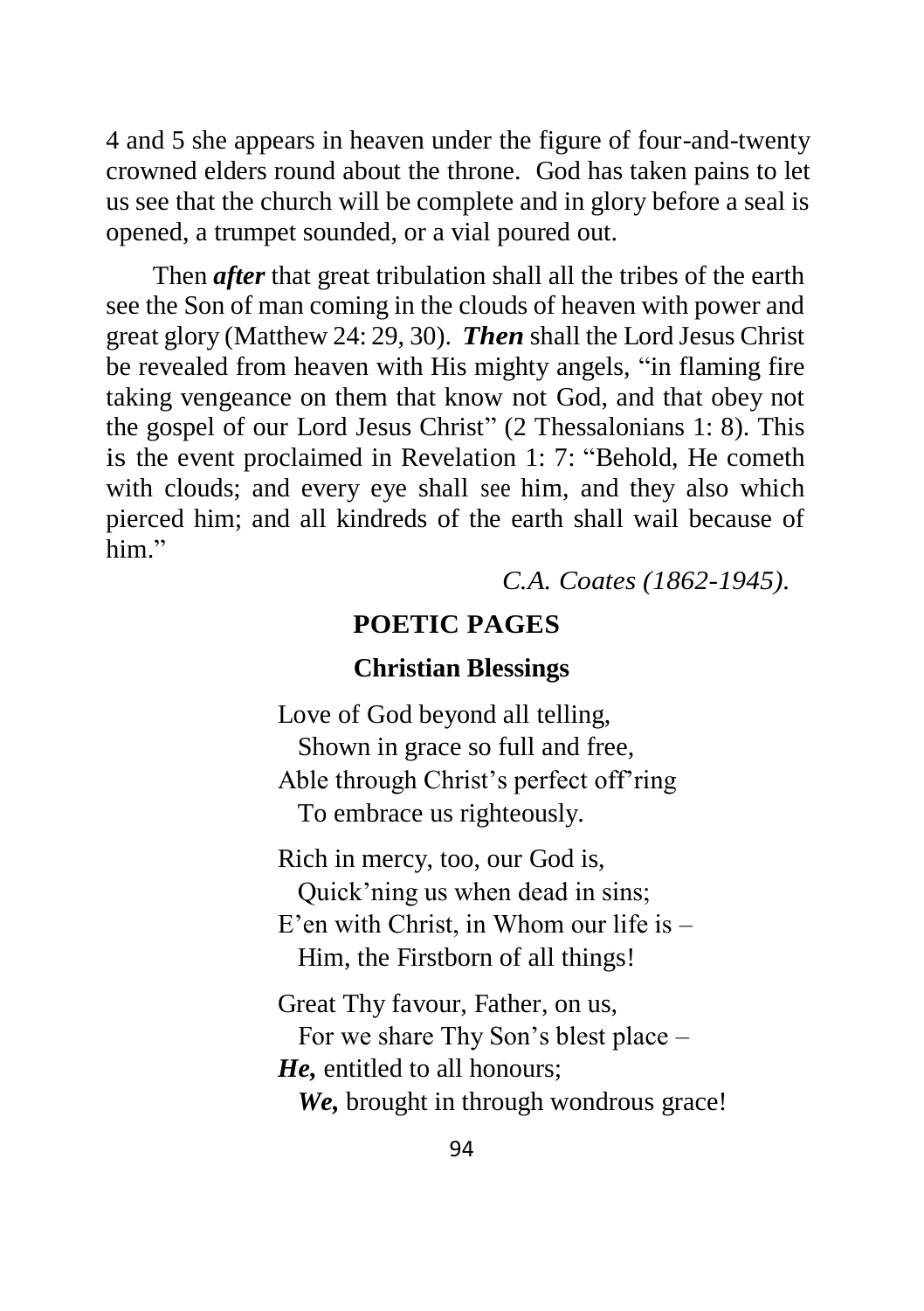4 and 5 she appears in heaven under the figure of four-and-twenty crowned elders round about the throne. God has taken pains to let us see that the church will be complete and in glory before a seal is opened, a trumpet sounded, or a vial poured out.

Then ***after*** that great tribulation shall all the tribes of the earth see the Son of man coming in the clouds of heaven with power and great glory (Matthew 24: 29, 30). ***Then*** shall the Lord Jesus Christ be revealed from heaven with His mighty angels, "in flaming fire taking vengeance on them that know not God, and that obey not the gospel of our Lord Jesus Christ" (2 Thessalonians 1: 8). This is the event proclaimed in Revelation 1: 7: "Behold, He cometh with clouds; and every eye shall see him, and they also which pierced him; and all kindreds of the earth shall wail because of him."

*C.A. Coates (1862-1945).*

## POETIC PAGES

### Christian Blessings

Love of God beyond all telling,
  Shown in grace so full and free,
Able through Christ's perfect off'ring
  To embrace us righteously.

Rich in mercy, too, our God is,
  Quick'ning us when dead in sins;
E'en with Christ, in Whom our life is –
  Him, the Firstborn of all things!

Great Thy favour, Father, on us,
  For we share Thy Son's blest place –
***He,*** entitled to all honours;
  ***We,*** brought in through wondrous grace!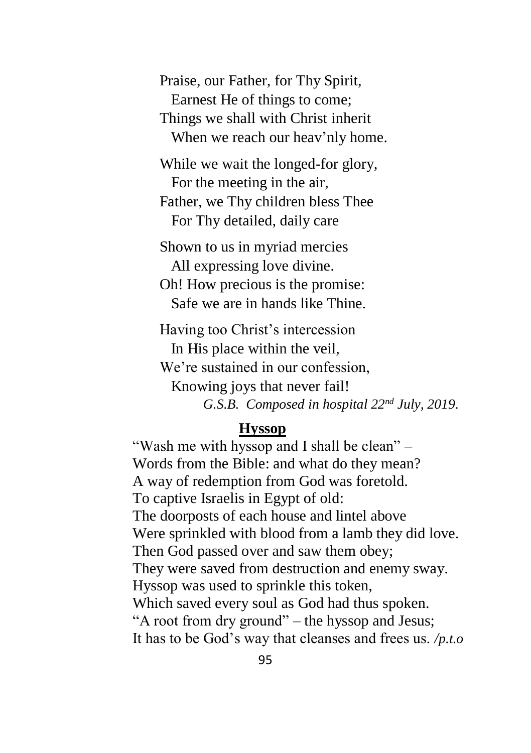Praise, our Father, for Thy Spirit,  
  Earnest He of things to come;  
Things we shall with Christ inherit  
  When we reach our heav'nly home.

While we wait the longed-for glory,  
  For the meeting in the air,  
Father, we Thy children bless Thee  
  For Thy detailed, daily care

Shown to us in myriad mercies  
  All expressing love divine.  
Oh! How precious is the promise:  
  Safe we are in hands like Thine.

Having too Christ's intercession  
  In His place within the veil,  
We're sustained in our confession,  
  Knowing joys that never fail!

*G.S.B. Composed in hospital 22nd July, 2019.*

## Hyssop

"Wash me with hyssop and I shall be clean" –  
Words from the Bible: and what do they mean?  
A way of redemption from God was foretold.  
To captive Israelis in Egypt of old:  
The doorposts of each house and lintel above  
Were sprinkled with blood from a lamb they did love.  
Then God passed over and saw them obey;  
They were saved from destruction and enemy sway.  
Hyssop was used to sprinkle this token,  
Which saved every soul as God had thus spoken.  
"A root from dry ground" – the hyssop and Jesus;  
It has to be God's way that cleanses and frees us. */p.t.o*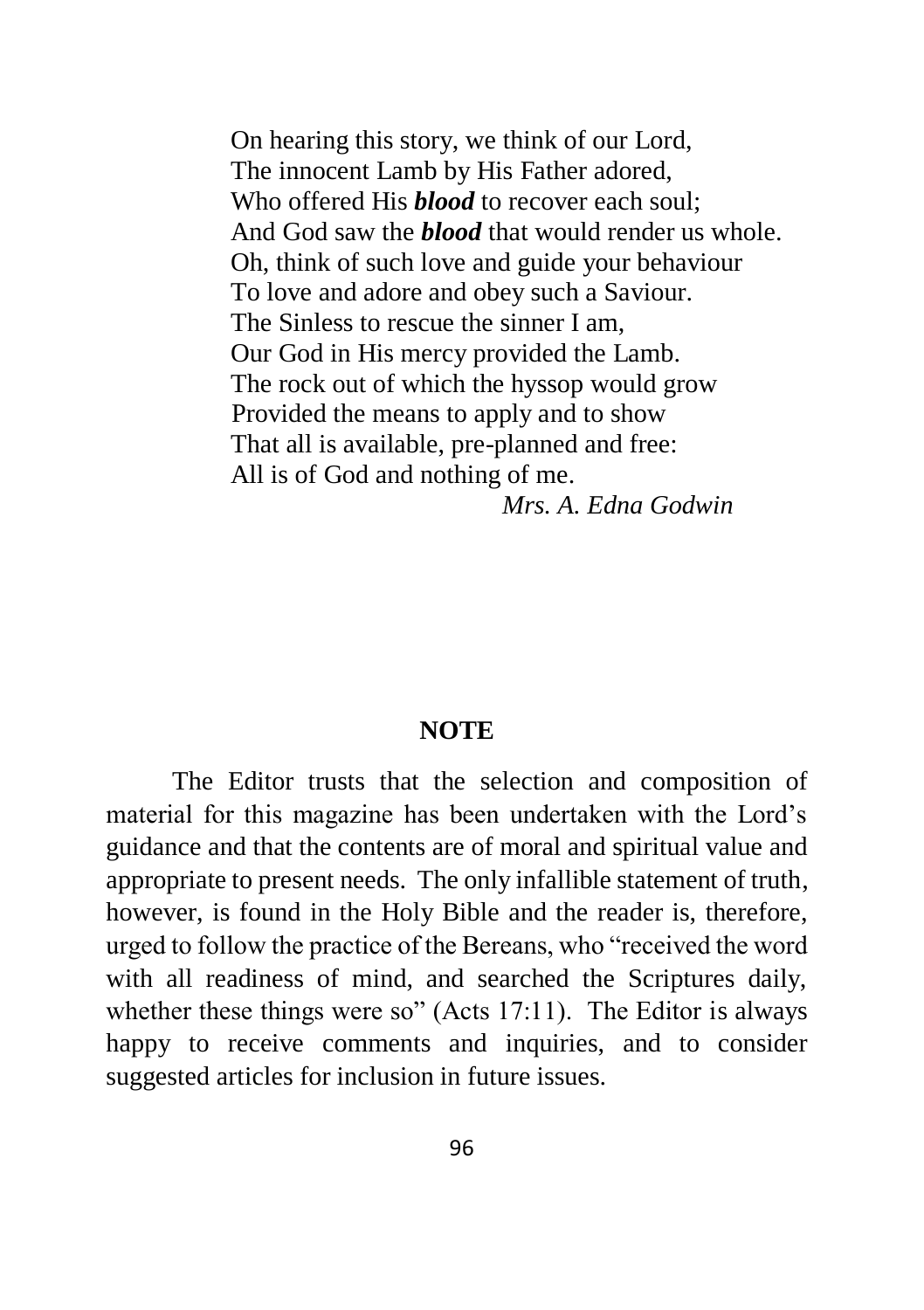On hearing this story, we think of our Lord,  
The innocent Lamb by His Father adored,  
Who offered His ***blood*** to recover each soul;  
And God saw the ***blood*** that would render us whole.  
Oh, think of such love and guide your behaviour  
To love and adore and obey such a Saviour.  
The Sinless to rescue the sinner I am,  
Our God in His mercy provided the Lamb.  
The rock out of which the hyssop would grow  
Provided the means to apply and to show  
That all is available, pre-planned and free:  
All is of God and nothing of me.

*Mrs. A. Edna Godwin*

## NOTE

The Editor trusts that the selection and composition of material for this magazine has been undertaken with the Lord's guidance and that the contents are of moral and spiritual value and appropriate to present needs. The only infallible statement of truth, however, is found in the Holy Bible and the reader is, therefore, urged to follow the practice of the Bereans, who "received the word with all readiness of mind, and searched the Scriptures daily, whether these things were so" (Acts 17:11). The Editor is always happy to receive comments and inquiries, and to consider suggested articles for inclusion in future issues.